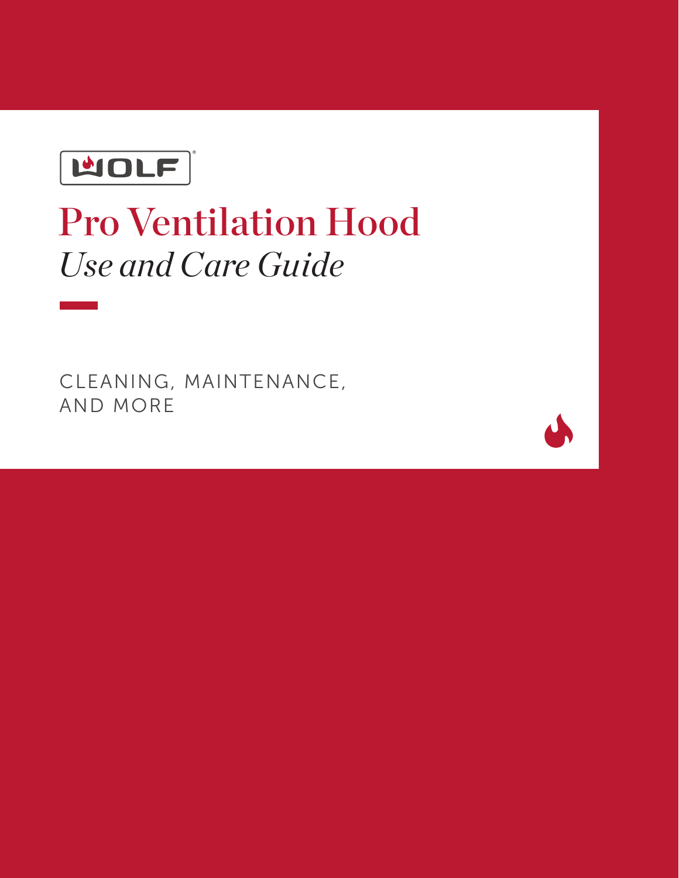WOLF

# Pro Ventilation Hood

## *Use and Care Guide*

CLEANING, MAINTENANCE,
AND MORE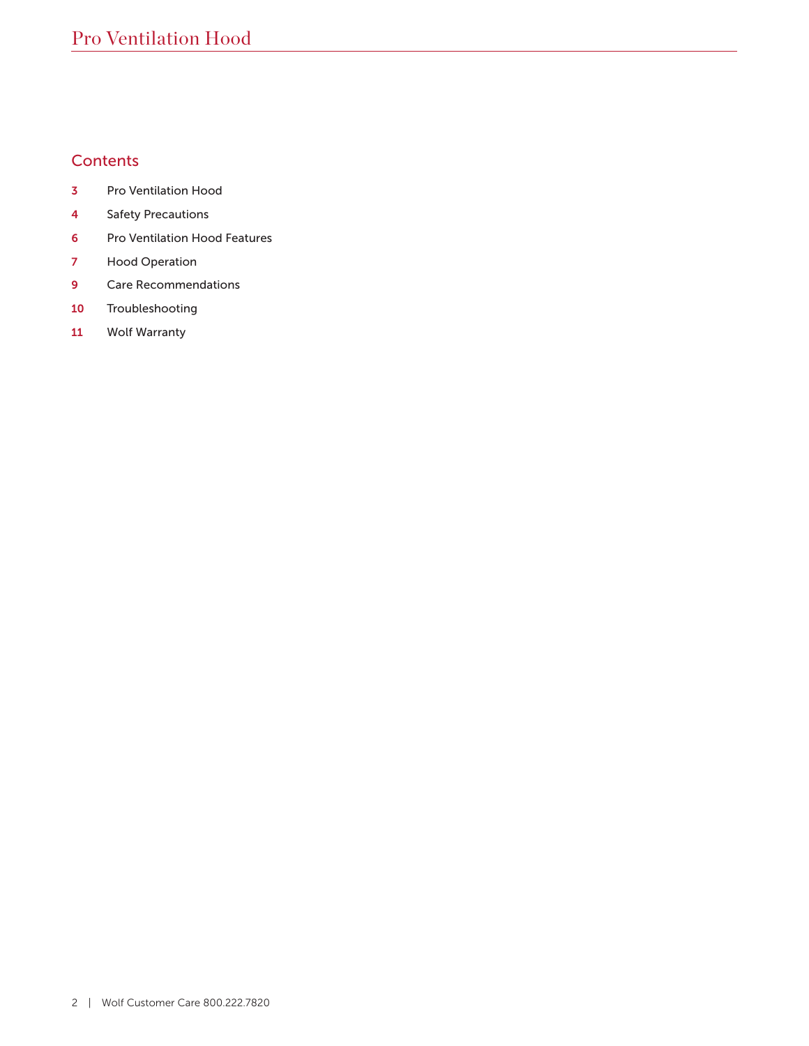## Contents

| | |
|---|---|
| 3 | Pro Ventilation Hood |
| 4 | Safety Precautions |
| 6 | Pro Ventilation Hood Features |
| 7 | Hood Operation |
| 9 | Care Recommendations |
| 10 | Troubleshooting |
| 11 | Wolf Warranty |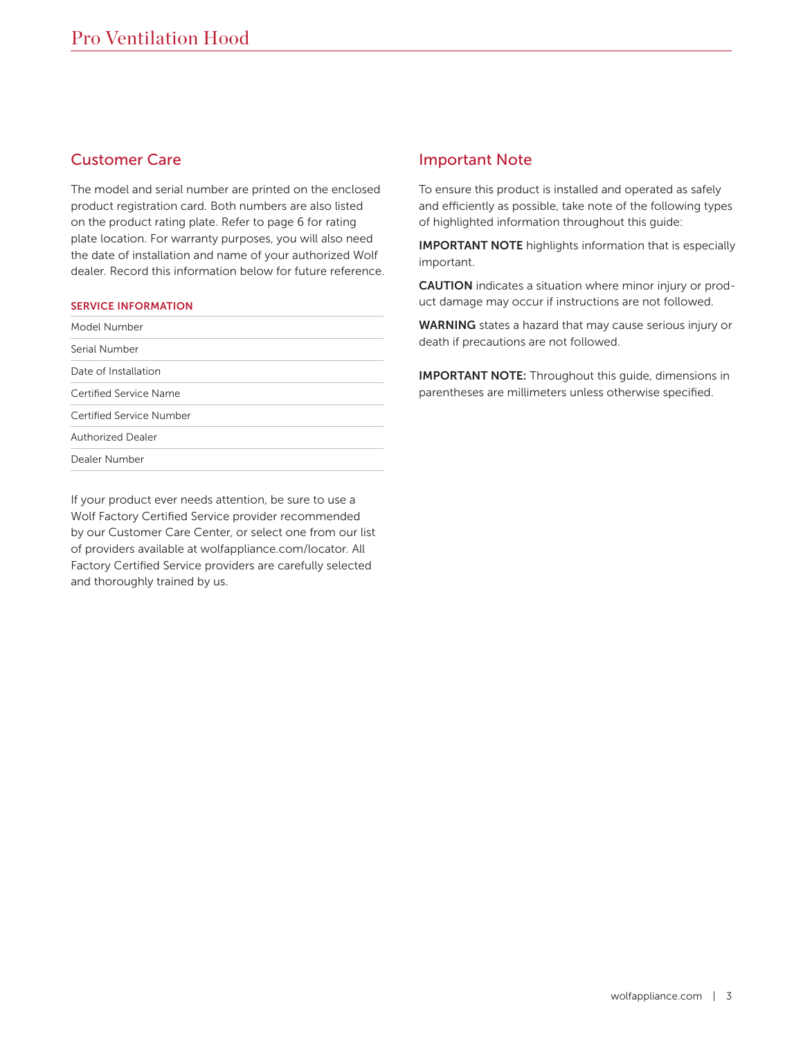## Customer Care

The model and serial number are printed on the enclosed product registration card. Both numbers are also listed on the product rating plate. Refer to page 6 for rating plate location. For warranty purposes, you will also need the date of installation and name of your authorized Wolf dealer. Record this information below for future reference.

**SERVICE INFORMATION**

| |
|---|
| Model Number |
| Serial Number |
| Date of Installation |
| Certified Service Name |
| Certified Service Number |
| Authorized Dealer |
| Dealer Number |

If your product ever needs attention, be sure to use a Wolf Factory Certified Service provider recommended by our Customer Care Center, or select one from our list of providers available at wolfappliance.com/locator. All Factory Certified Service providers are carefully selected and thoroughly trained by us.

## Important Note

To ensure this product is installed and operated as safely and efficiently as possible, take note of the following types of highlighted information throughout this guide:

**IMPORTANT NOTE** highlights information that is especially important.

**CAUTION** indicates a situation where minor injury or product damage may occur if instructions are not followed.

**WARNING** states a hazard that may cause serious injury or death if precautions are not followed.

**IMPORTANT NOTE:** Throughout this guide, dimensions in parentheses are millimeters unless otherwise specified.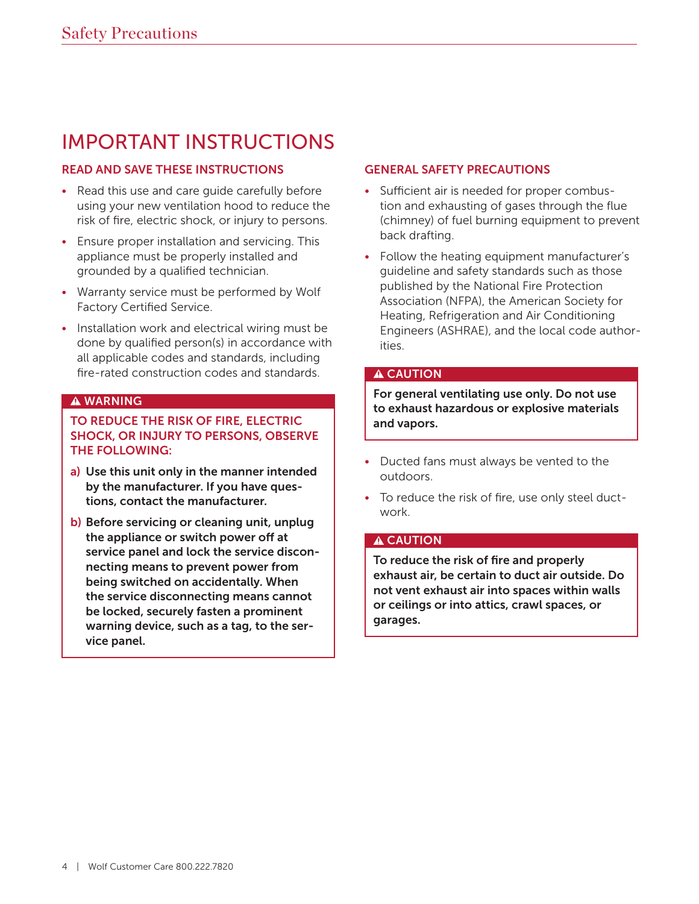## IMPORTANT INSTRUCTIONS

### READ AND SAVE THESE INSTRUCTIONS

- Read this use and care guide carefully before using your new ventilation hood to reduce the risk of fire, electric shock, or injury to persons.
- Ensure proper installation and servicing. This appliance must be properly installed and grounded by a qualified technician.
- Warranty service must be performed by Wolf Factory Certified Service.
- Installation work and electrical wiring must be done by qualified person(s) in accordance with all applicable codes and standards, including fire-rated construction codes and standards.

**⚠ WARNING**

**TO REDUCE THE RISK OF FIRE, ELECTRIC SHOCK, OR INJURY TO PERSONS, OBSERVE THE FOLLOWING:**

**a) Use this unit only in the manner intended by the manufacturer. If you have questions, contact the manufacturer.**

**b) Before servicing or cleaning unit, unplug the appliance or switch power off at service panel and lock the service disconnecting means to prevent power from being switched on accidentally. When the service disconnecting means cannot be locked, securely fasten a prominent warning device, such as a tag, to the service panel.**

### GENERAL SAFETY PRECAUTIONS

- Sufficient air is needed for proper combustion and exhausting of gases through the flue (chimney) of fuel burning equipment to prevent back drafting.
- Follow the heating equipment manufacturer's guideline and safety standards such as those published by the National Fire Protection Association (NFPA), the American Society for Heating, Refrigeration and Air Conditioning Engineers (ASHRAE), and the local code authorities.

**⚠ CAUTION**

**For general ventilating use only. Do not use to exhaust hazardous or explosive materials and vapors.**

- Ducted fans must always be vented to the outdoors.
- To reduce the risk of fire, use only steel ductwork.

**⚠ CAUTION**

**To reduce the risk of fire and properly exhaust air, be certain to duct air outside. Do not vent exhaust air into spaces within walls or ceilings or into attics, crawl spaces, or garages.**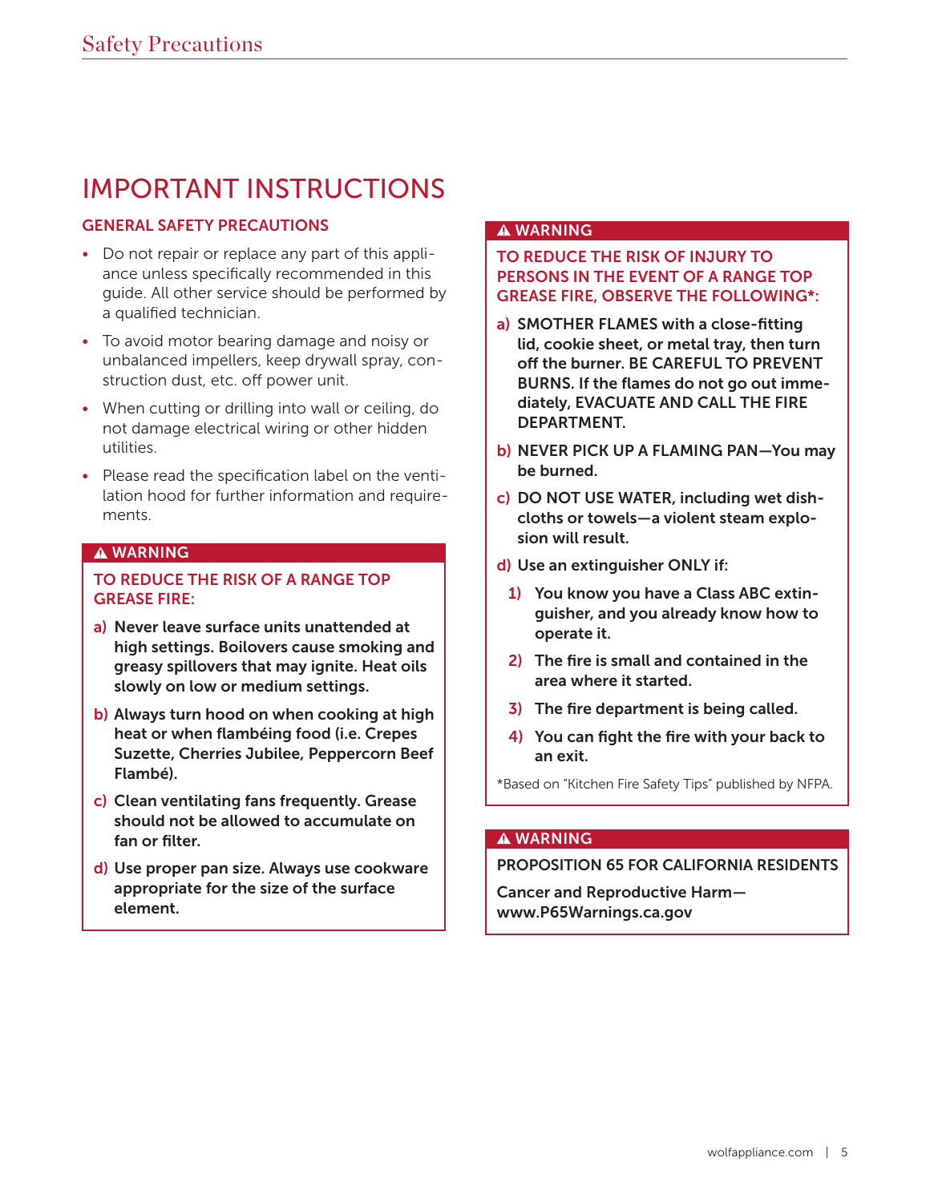# IMPORTANT INSTRUCTIONS

## GENERAL SAFETY PRECAUTIONS

- Do not repair or replace any part of this appliance unless specifically recommended in this guide. All other service should be performed by a qualified technician.
- To avoid motor bearing damage and noisy or unbalanced impellers, keep drywall spray, construction dust, etc. off power unit.
- When cutting or drilling into wall or ceiling, do not damage electrical wiring or other hidden utilities.
- Please read the specification label on the ventilation hood for further information and requirements.

### ⚠ WARNING

**TO REDUCE THE RISK OF A RANGE TOP GREASE FIRE:**

**a) Never leave surface units unattended at high settings. Boilovers cause smoking and greasy spillovers that may ignite. Heat oils slowly on low or medium settings.**

**b) Always turn hood on when cooking at high heat or when flambéing food (i.e. Crepes Suzette, Cherries Jubilee, Peppercorn Beef Flambé).**

**c) Clean ventilating fans frequently. Grease should not be allowed to accumulate on fan or filter.**

**d) Use proper pan size. Always use cookware appropriate for the size of the surface element.**

### ⚠ WARNING

**TO REDUCE THE RISK OF INJURY TO PERSONS IN THE EVENT OF A RANGE TOP GREASE FIRE, OBSERVE THE FOLLOWING*:**

**a) SMOTHER FLAMES with a close-fitting lid, cookie sheet, or metal tray, then turn off the burner. BE CAREFUL TO PREVENT BURNS. If the flames do not go out immediately, EVACUATE AND CALL THE FIRE DEPARTMENT.**

**b) NEVER PICK UP A FLAMING PAN—You may be burned.**

**c) DO NOT USE WATER, including wet dishcloths or towels—a violent steam explosion will result.**

**d) Use an extinguisher ONLY if:**

1. **You know you have a Class ABC extinguisher, and you already know how to operate it.**
2. **The fire is small and contained in the area where it started.**
3. **The fire department is being called.**
4. **You can fight the fire with your back to an exit.**

*Based on "Kitchen Fire Safety Tips" published by NFPA.

### ⚠ WARNING

**PROPOSITION 65 FOR CALIFORNIA RESIDENTS**

**Cancer and Reproductive Harm—www.P65Warnings.ca.gov**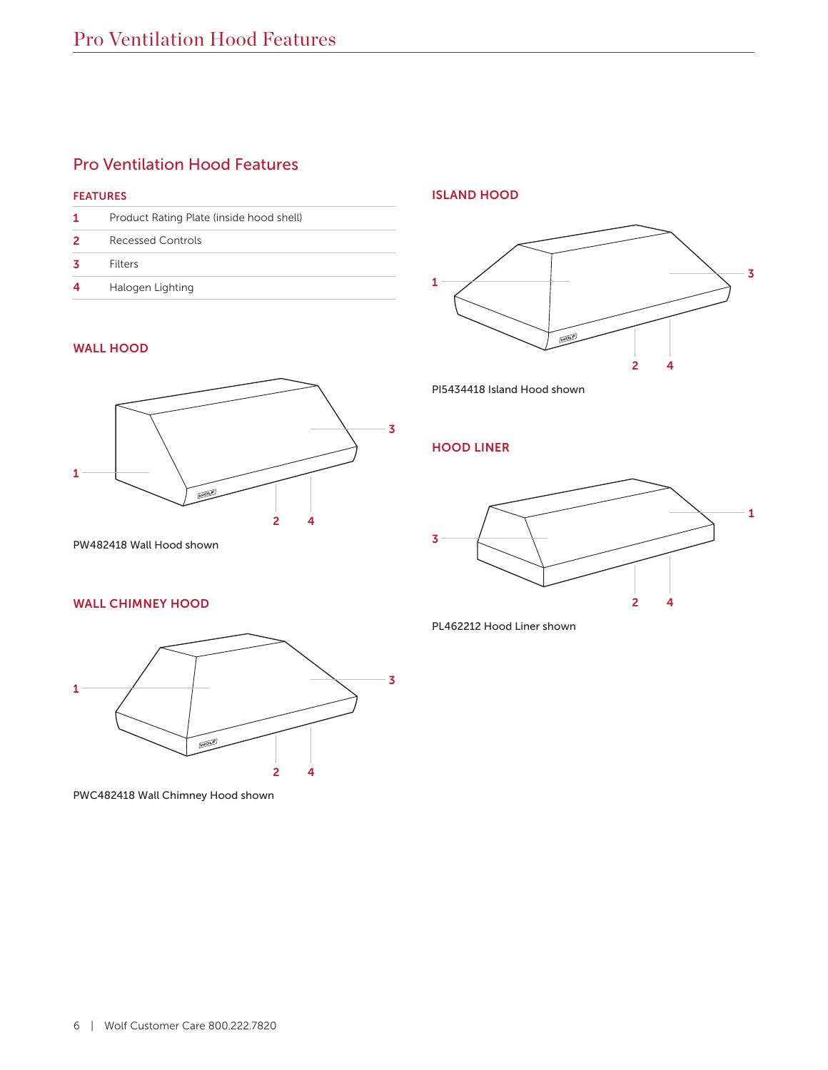# Pro Ventilation Hood Features

## Pro Ventilation Hood Features

| FEATURES | |
|---|---|
| 1 | Product Rating Plate (inside hood shell) |
| 2 | Recessed Controls |
| 3 | Filters |
| 4 | Halogen Lighting |

### WALL HOOD

PW482418 Wall Hood shown

### WALL CHIMNEY HOOD

PWC482418 Wall Chimney Hood shown

### ISLAND HOOD

PI5434418 Island Hood shown

### HOOD LINER

PL462212 Hood Liner shown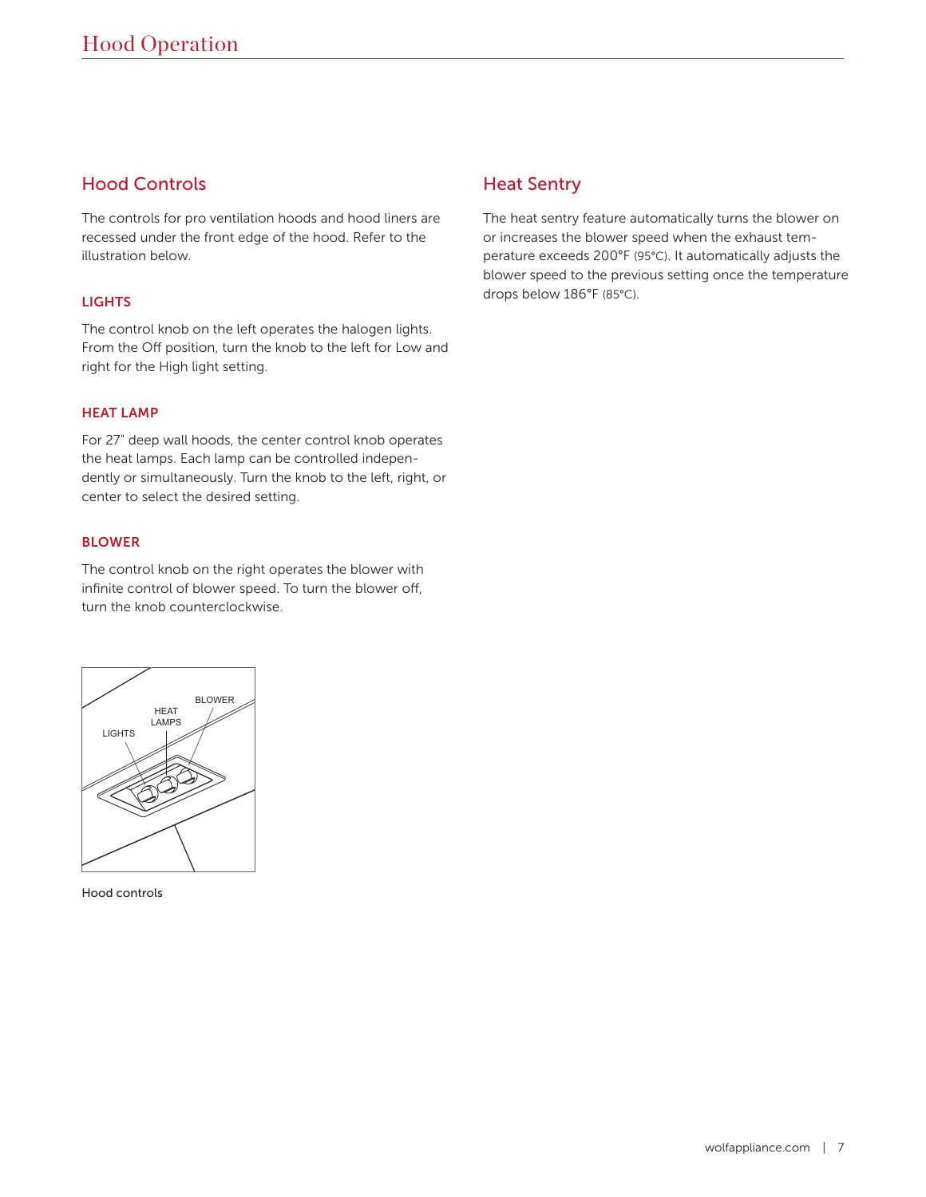# Hood Operation

## Hood Controls

The controls for pro ventilation hoods and hood liners are recessed under the front edge of the hood. Refer to the illustration below.

### LIGHTS

The control knob on the left operates the halogen lights. From the Off position, turn the knob to the left for Low and right for the High light setting.

### HEAT LAMP

For 27" deep wall hoods, the center control knob operates the heat lamps. Each lamp can be controlled independently or simultaneously. Turn the knob to the left, right, or center to select the desired setting.

### BLOWER

The control knob on the right operates the blower with infinite control of blower speed. To turn the blower off, turn the knob counterclockwise.

Hood controls

## Heat Sentry

The heat sentry feature automatically turns the blower on or increases the blower speed when the exhaust temperature exceeds 200°F (95°C). It automatically adjusts the blower speed to the previous setting once the temperature drops below 186°F (85°C).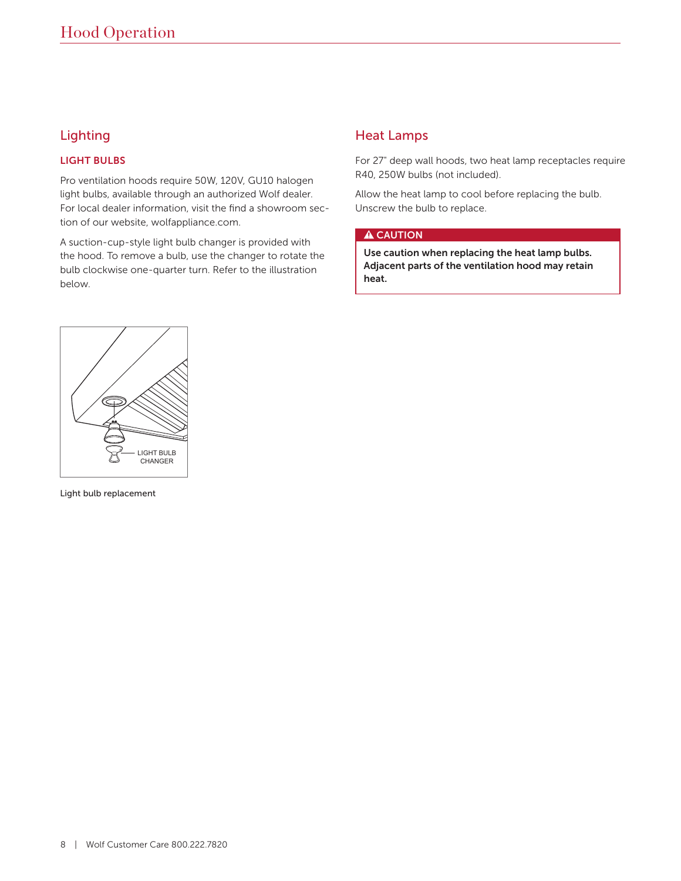# Hood Operation

## Lighting

### LIGHT BULBS

Pro ventilation hoods require 50W, 120V, GU10 halogen light bulbs, available through an authorized Wolf dealer. For local dealer information, visit the find a showroom section of our website, wolfappliance.com.

A suction-cup-style light bulb changer is provided with the hood. To remove a bulb, use the changer to rotate the bulb clockwise one-quarter turn. Refer to the illustration below.

LIGHT BULB CHANGER

Light bulb replacement

## Heat Lamps

For 27" deep wall hoods, two heat lamp receptacles require R40, 250W bulbs (not included).

Allow the heat lamp to cool before replacing the bulb. Unscrew the bulb to replace.

**⚠ CAUTION**

**Use caution when replacing the heat lamp bulbs. Adjacent parts of the ventilation hood may retain heat.**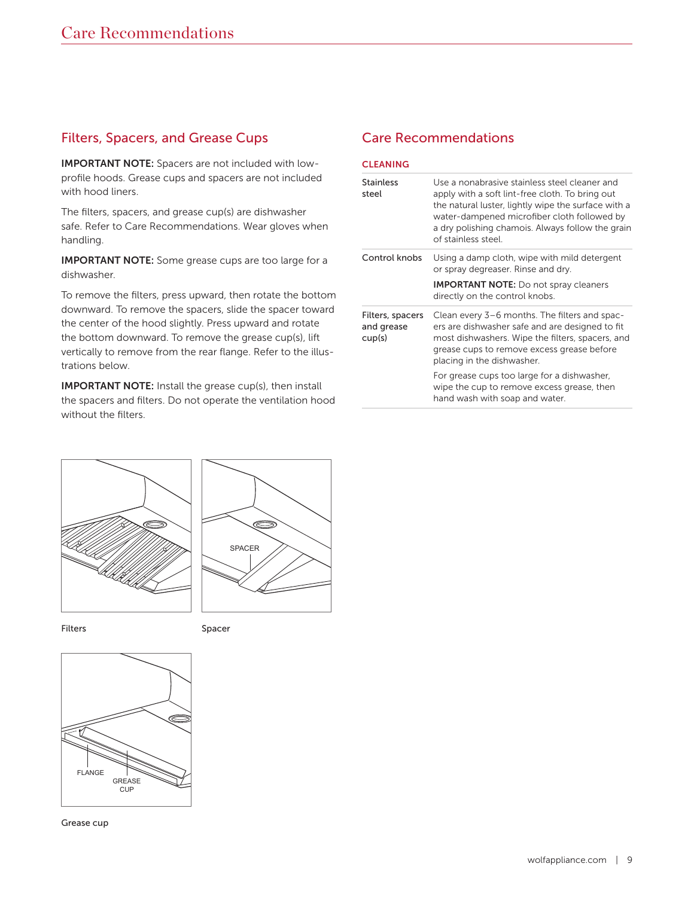## Filters, Spacers, and Grease Cups

**IMPORTANT NOTE:** Spacers are not included with low-profile hoods. Grease cups and spacers are not included with hood liners.

The filters, spacers, and grease cup(s) are dishwasher safe. Refer to Care Recommendations. Wear gloves when handling.

**IMPORTANT NOTE:** Some grease cups are too large for a dishwasher.

To remove the filters, press upward, then rotate the bottom downward. To remove the spacers, slide the spacer toward the center of the hood slightly. Press upward and rotate the bottom downward. To remove the grease cup(s), lift vertically to remove from the rear flange. Refer to the illustrations below.

**IMPORTANT NOTE:** Install the grease cup(s), then install the spacers and filters. Do not operate the ventilation hood without the filters.

Filters

SPACER

Spacer

FLANGE

GREASE CUP

Grease cup

## Care Recommendations

**CLEANING**

| | |
|---|---|
| Stainless steel | Use a nonabrasive stainless steel cleaner and apply with a soft lint-free cloth. To bring out the natural luster, lightly wipe the surface with a water-dampened microfiber cloth followed by a dry polishing chamois. Always follow the grain of stainless steel. |
| Control knobs | Using a damp cloth, wipe with mild detergent or spray degreaser. Rinse and dry. **IMPORTANT NOTE:** Do not spray cleaners directly on the control knobs. |
| Filters, spacers and grease cup(s) | Clean every 3–6 months. The filters and spacers are dishwasher safe and are designed to fit most dishwashers. Wipe the filters, spacers, and grease cups to remove excess grease before placing in the dishwasher. For grease cups too large for a dishwasher, wipe the cup to remove excess grease, then hand wash with soap and water. |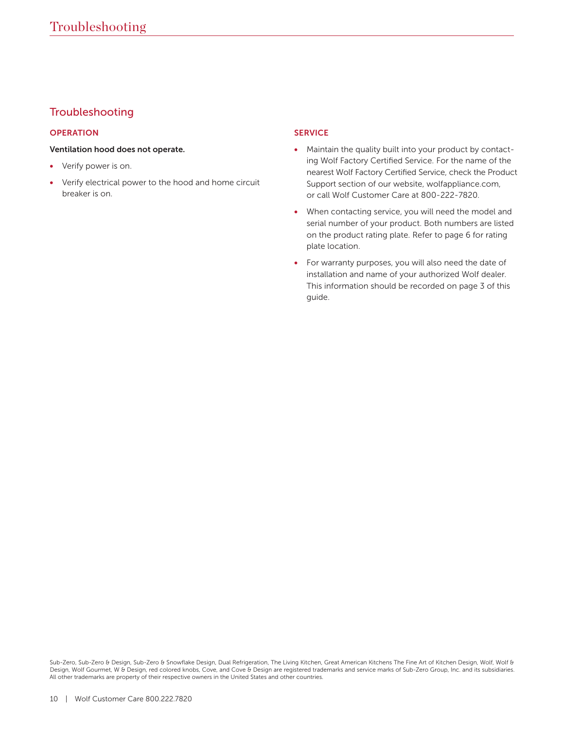# Troubleshooting

## Troubleshooting

### OPERATION

**Ventilation hood does not operate.**

- Verify power is on.
- Verify electrical power to the hood and home circuit breaker is on.

### SERVICE

- Maintain the quality built into your product by contacting Wolf Factory Certified Service. For the name of the nearest Wolf Factory Certified Service, check the Product Support section of our website, wolfappliance.com, or call Wolf Customer Care at 800-222-7820.
- When contacting service, you will need the model and serial number of your product. Both numbers are listed on the product rating plate. Refer to page 6 for rating plate location.
- For warranty purposes, you will also need the date of installation and name of your authorized Wolf dealer. This information should be recorded on page 3 of this guide.

Sub-Zero, Sub-Zero & Design, Sub-Zero & Snowflake Design, Dual Refrigeration, The Living Kitchen, Great American Kitchens The Fine Art of Kitchen Design, Wolf, Wolf & Design, Wolf Gourmet, W & Design, red colored knobs, Cove, and Cove & Design are registered trademarks and service marks of Sub-Zero Group, Inc. and its subsidiaries. All other trademarks are property of their respective owners in the United States and other countries.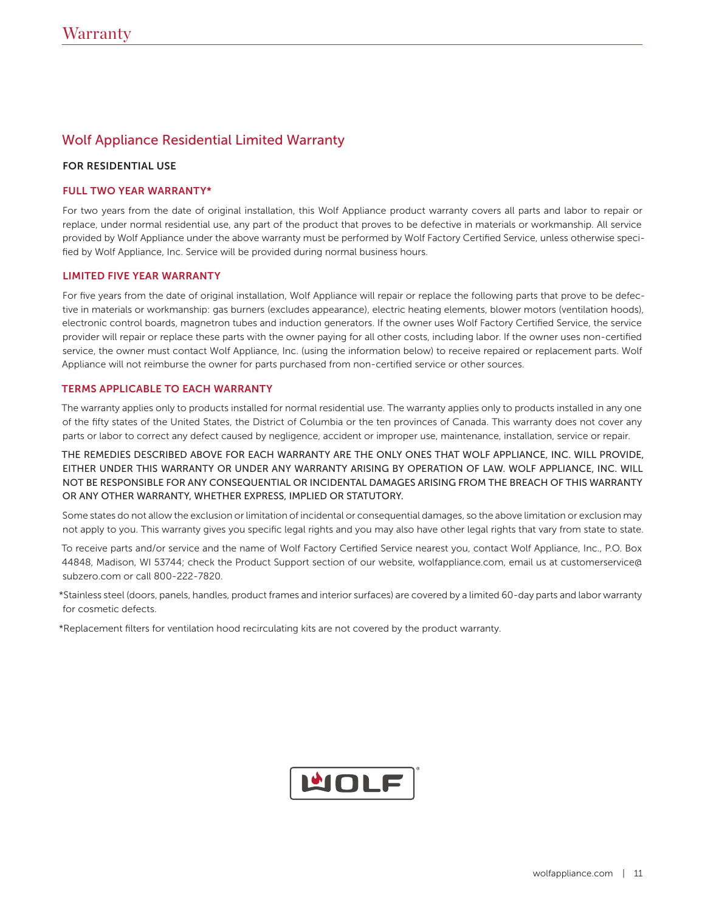# Warranty

## Wolf Appliance Residential Limited Warranty

**FOR RESIDENTIAL USE**

### FULL TWO YEAR WARRANTY*

For two years from the date of original installation, this Wolf Appliance product warranty covers all parts and labor to repair or replace, under normal residential use, any part of the product that proves to be defective in materials or workmanship. All service provided by Wolf Appliance under the above warranty must be performed by Wolf Factory Certified Service, unless otherwise specified by Wolf Appliance, Inc. Service will be provided during normal business hours.

### LIMITED FIVE YEAR WARRANTY

For five years from the date of original installation, Wolf Appliance will repair or replace the following parts that prove to be defective in materials or workmanship: gas burners (excludes appearance), electric heating elements, blower motors (ventilation hoods), electronic control boards, magnetron tubes and induction generators. If the owner uses Wolf Factory Certified Service, the service provider will repair or replace these parts with the owner paying for all other costs, including labor. If the owner uses non-certified service, the owner must contact Wolf Appliance, Inc. (using the information below) to receive repaired or replacement parts. Wolf Appliance will not reimburse the owner for parts purchased from non-certified service or other sources.

### TERMS APPLICABLE TO EACH WARRANTY

The warranty applies only to products installed for normal residential use. The warranty applies only to products installed in any one of the fifty states of the United States, the District of Columbia or the ten provinces of Canada. This warranty does not cover any parts or labor to correct any defect caused by negligence, accident or improper use, maintenance, installation, service or repair.

THE REMEDIES DESCRIBED ABOVE FOR EACH WARRANTY ARE THE ONLY ONES THAT WOLF APPLIANCE, INC. WILL PROVIDE, EITHER UNDER THIS WARRANTY OR UNDER ANY WARRANTY ARISING BY OPERATION OF LAW. WOLF APPLIANCE, INC. WILL NOT BE RESPONSIBLE FOR ANY CONSEQUENTIAL OR INCIDENTAL DAMAGES ARISING FROM THE BREACH OF THIS WARRANTY OR ANY OTHER WARRANTY, WHETHER EXPRESS, IMPLIED OR STATUTORY.

Some states do not allow the exclusion or limitation of incidental or consequential damages, so the above limitation or exclusion may not apply to you. This warranty gives you specific legal rights and you may also have other legal rights that vary from state to state.

To receive parts and/or service and the name of Wolf Factory Certified Service nearest you, contact Wolf Appliance, Inc., P.O. Box 44848, Madison, WI 53744; check the Product Support section of our website, wolfappliance.com, email us at customerservice@subzero.com or call 800-222-7820.

*Stainless steel (doors, panels, handles, product frames and interior surfaces) are covered by a limited 60-day parts and labor warranty for cosmetic defects.

*Replacement filters for ventilation hood recirculating kits are not covered by the product warranty.

WOLF®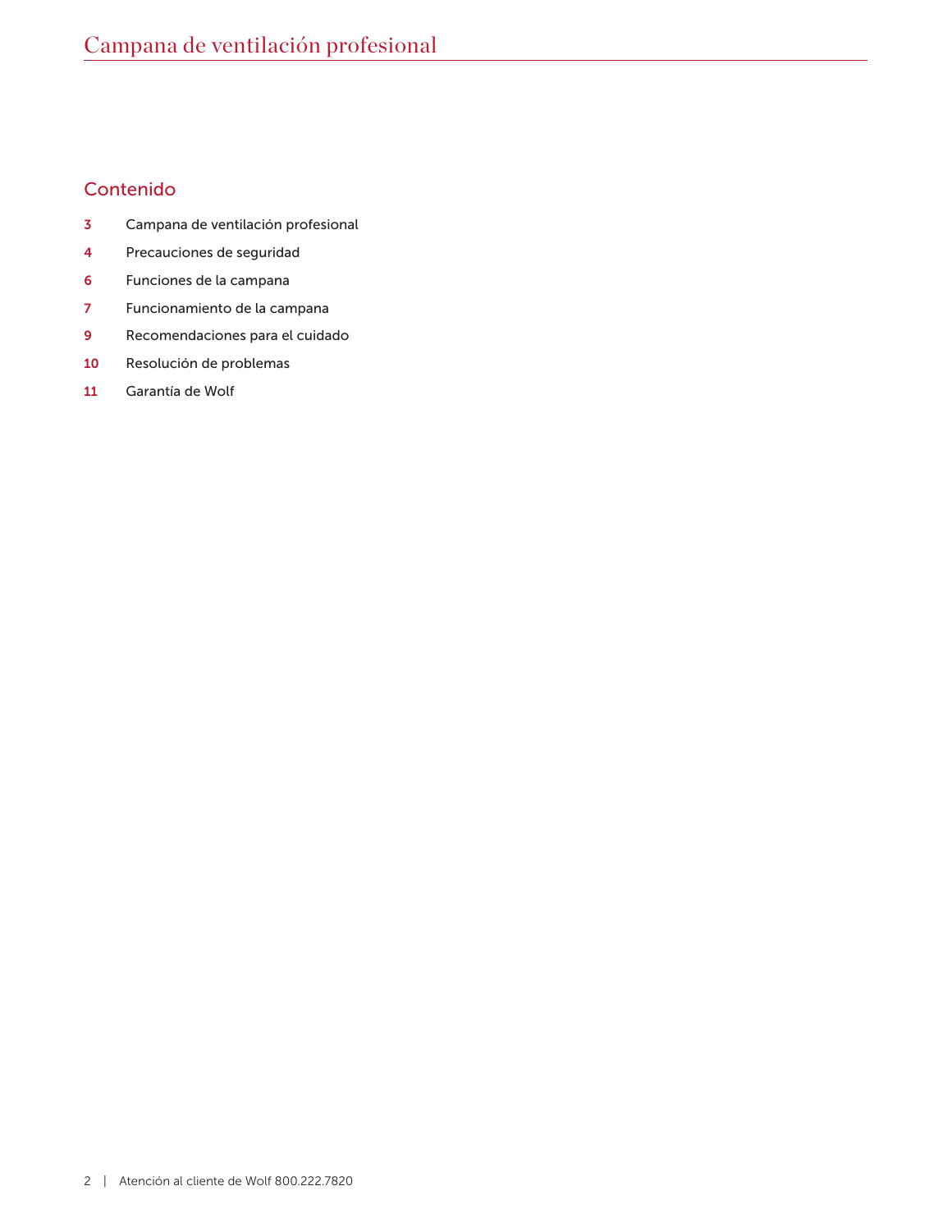## Contenido

| | |
|---|---|
| 3 | Campana de ventilación profesional |
| 4 | Precauciones de seguridad |
| 6 | Funciones de la campana |
| 7 | Funcionamiento de la campana |
| 9 | Recomendaciones para el cuidado |
| 10 | Resolución de problemas |
| 11 | Garantía de Wolf |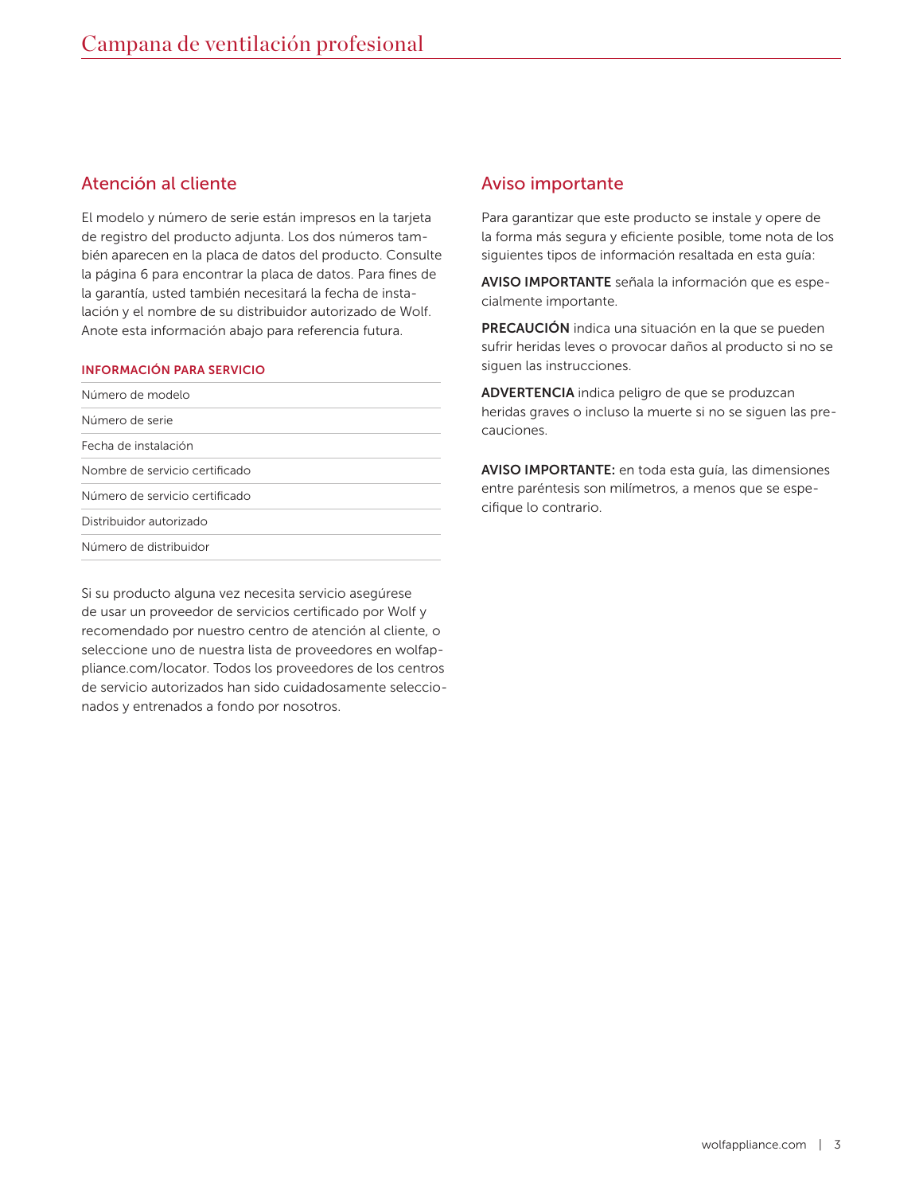## Atención al cliente

El modelo y número de serie están impresos en la tarjeta de registro del producto adjunta. Los dos números también aparecen en la placa de datos del producto. Consulte la página 6 para encontrar la placa de datos. Para fines de la garantía, usted también necesitará la fecha de instalación y el nombre de su distribuidor autorizado de Wolf. Anote esta información abajo para referencia futura.

### INFORMACIÓN PARA SERVICIO

| |
|---|
| Número de modelo |
| Número de serie |
| Fecha de instalación |
| Nombre de servicio certificado |
| Número de servicio certificado |
| Distribuidor autorizado |
| Número de distribuidor |

Si su producto alguna vez necesita servicio asegúrese de usar un proveedor de servicios certificado por Wolf y recomendado por nuestro centro de atención al cliente, o seleccione uno de nuestra lista de proveedores en wolfappliance.com/locator. Todos los proveedores de los centros de servicio autorizados han sido cuidadosamente seleccionados y entrenados a fondo por nosotros.

## Aviso importante

Para garantizar que este producto se instale y opere de la forma más segura y eficiente posible, tome nota de los siguientes tipos de información resaltada en esta guía:

**AVISO IMPORTANTE** señala la información que es especialmente importante.

**PRECAUCIÓN** indica una situación en la que se pueden sufrir heridas leves o provocar daños al producto si no se siguen las instrucciones.

**ADVERTENCIA** indica peligro de que se produzcan heridas graves o incluso la muerte si no se siguen las precauciones.

**AVISO IMPORTANTE:** en toda esta guía, las dimensiones entre paréntesis son milímetros, a menos que se especifique lo contrario.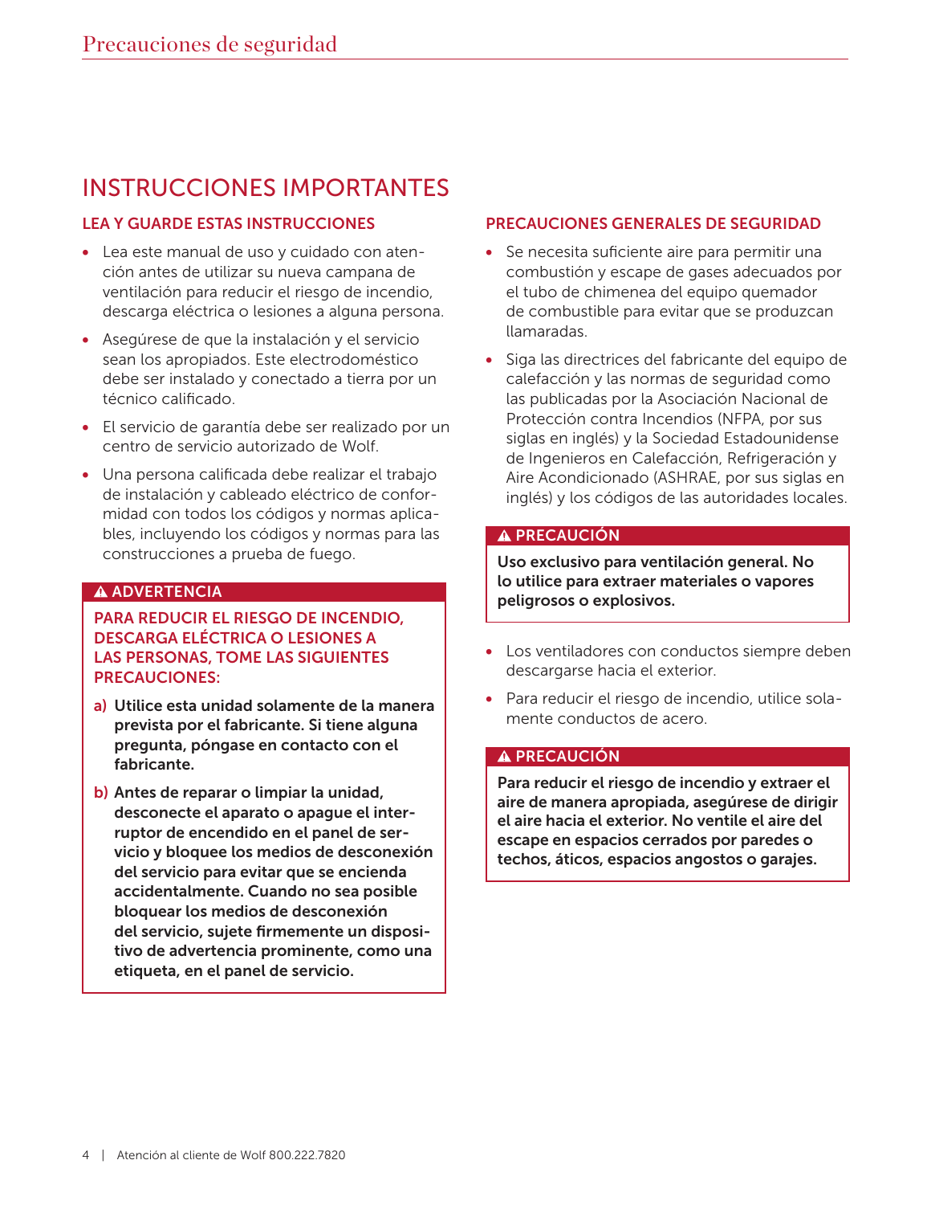# INSTRUCCIONES IMPORTANTES

## LEA Y GUARDE ESTAS INSTRUCCIONES

- Lea este manual de uso y cuidado con atención antes de utilizar su nueva campana de ventilación para reducir el riesgo de incendio, descarga eléctrica o lesiones a alguna persona.
- Asegúrese de que la instalación y el servicio sean los apropiados. Este electrodoméstico debe ser instalado y conectado a tierra por un técnico calificado.
- El servicio de garantía debe ser realizado por un centro de servicio autorizado de Wolf.
- Una persona calificada debe realizar el trabajo de instalación y cableado eléctrico de conformidad con todos los códigos y normas aplicables, incluyendo los códigos y normas para las construcciones a prueba de fuego.

**⚠ ADVERTENCIA**

**PARA REDUCIR EL RIESGO DE INCENDIO, DESCARGA ELÉCTRICA O LESIONES A LAS PERSONAS, TOME LAS SIGUIENTES PRECAUCIONES:**

**a) Utilice esta unidad solamente de la manera prevista por el fabricante. Si tiene alguna pregunta, póngase en contacto con el fabricante.**

**b) Antes de reparar o limpiar la unidad, desconecte el aparato o apague el interruptor de encendido en el panel de servicio y bloquee los medios de desconexión del servicio para evitar que se encienda accidentalmente. Cuando no sea posible bloquear los medios de desconexión del servicio, sujete firmemente un dispositivo de advertencia prominente, como una etiqueta, en el panel de servicio.**

## PRECAUCIONES GENERALES DE SEGURIDAD

- Se necesita suficiente aire para permitir una combustión y escape de gases adecuados por el tubo de chimenea del equipo quemador de combustible para evitar que se produzcan llamaradas.
- Siga las directrices del fabricante del equipo de calefacción y las normas de seguridad como las publicadas por la Asociación Nacional de Protección contra Incendios (NFPA, por sus siglas en inglés) y la Sociedad Estadounidense de Ingenieros en Calefacción, Refrigeración y Aire Acondicionado (ASHRAE, por sus siglas en inglés) y los códigos de las autoridades locales.

**⚠ PRECAUCIÓN**

**Uso exclusivo para ventilación general. No lo utilice para extraer materiales o vapores peligrosos o explosivos.**

- Los ventiladores con conductos siempre deben descargarse hacia el exterior.
- Para reducir el riesgo de incendio, utilice solamente conductos de acero.

**⚠ PRECAUCIÓN**

**Para reducir el riesgo de incendio y extraer el aire de manera apropiada, asegúrese de dirigir el aire hacia el exterior. No ventile el aire del escape en espacios cerrados por paredes o techos, áticos, espacios angostos o garajes.**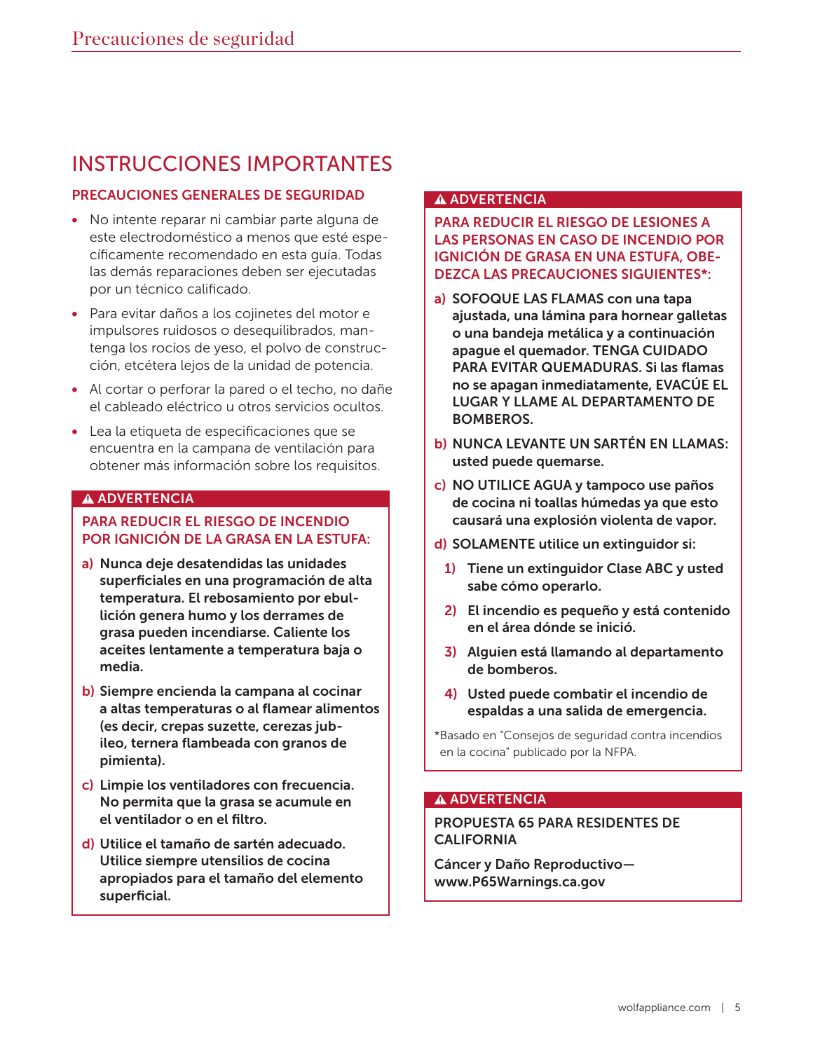# INSTRUCCIONES IMPORTANTES

## PRECAUCIONES GENERALES DE SEGURIDAD

- No intente reparar ni cambiar parte alguna de este electrodoméstico a menos que esté específicamente recomendado en esta guía. Todas las demás reparaciones deben ser ejecutadas por un técnico calificado.
- Para evitar daños a los cojinetes del motor e impulsores ruidosos o desequilibrados, mantenga los rocíos de yeso, el polvo de construcción, etcétera lejos de la unidad de potencia.
- Al cortar o perforar la pared o el techo, no dañe el cableado eléctrico u otros servicios ocultos.
- Lea la etiqueta de especificaciones que se encuentra en la campana de ventilación para obtener más información sobre los requisitos.

### ⚠ ADVERTENCIA

**PARA REDUCIR EL RIESGO DE INCENDIO POR IGNICIÓN DE LA GRASA EN LA ESTUFA:**

**a)** **Nunca deje desatendidas las unidades superficiales en una programación de alta temperatura. El rebosamiento por ebullición genera humo y los derrames de grasa pueden incendiarse. Caliente los aceites lentamente a temperatura baja o media.**

**b)** **Siempre encienda la campana al cocinar a altas temperaturas o al flamear alimentos (es decir, crepas suzette, cerezas jubileo, ternera flambeada con granos de pimienta).**

**c)** **Limpie los ventiladores con frecuencia. No permita que la grasa se acumule en el ventilador o en el filtro.**

**d)** **Utilice el tamaño de sartén adecuado. Utilice siempre utensilios de cocina apropiados para el tamaño del elemento superficial.**

### ⚠ ADVERTENCIA

**PARA REDUCIR EL RIESGO DE LESIONES A LAS PERSONAS EN CASO DE INCENDIO POR IGNICIÓN DE GRASA EN UNA ESTUFA, OBEDEZCA LAS PRECAUCIONES SIGUIENTES*:**

**a)** **SOFOQUE LAS FLAMAS con una tapa ajustada, una lámina para hornear galletas o una bandeja metálica y a continuación apague el quemador. TENGA CUIDADO PARA EVITAR QUEMADURAS. Si las flamas no se apagan inmediatamente, EVACÚE EL LUGAR Y LLAME AL DEPARTAMENTO DE BOMBEROS.**

**b)** **NUNCA LEVANTE UN SARTÉN EN LLAMAS: usted puede quemarse.**

**c)** **NO UTILICE AGUA y tampoco use paños de cocina ni toallas húmedas ya que esto causará una explosión violenta de vapor.**

**d)** **SOLAMENTE utilice un extinguidor si:**

1. **Tiene un extinguidor Clase ABC y usted sabe cómo operarlo.**
2. **El incendio es pequeño y está contenido en el área dónde se inició.**
3. **Alguien está llamando al departamento de bomberos.**
4. **Usted puede combatir el incendio de espaldas a una salida de emergencia.**

*Basado en “Consejos de seguridad contra incendios en la cocina” publicado por la NFPA.

### ⚠ ADVERTENCIA

**PROPUESTA 65 PARA RESIDENTES DE CALIFORNIA**

**Cáncer y Daño Reproductivo— www.P65Warnings.ca.gov**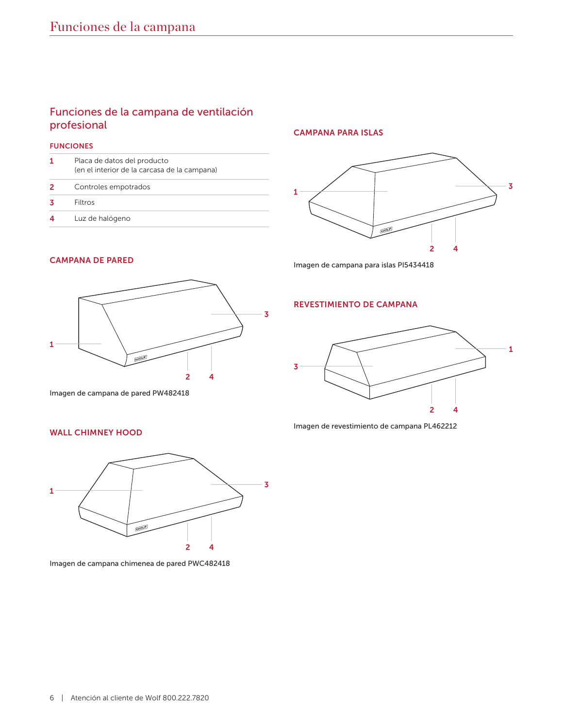# Funciones de la campana

## Funciones de la campana de ventilación profesional

### FUNCIONES

| | |
|---|---|
| 1 | Placa de datos del producto (en el interior de la carcasa de la campana) |
| 2 | Controles empotrados |
| 3 | Filtros |
| 4 | Luz de halógeno |

### CAMPANA DE PARED

1 3 2 4

Imagen de campana de pared PW482418

### WALL CHIMNEY HOOD

1 3 2 4

Imagen de campana chimenea de pared PWC482418

### CAMPANA PARA ISLAS

1 3 2 4

Imagen de campana para islas PI5434418

### REVESTIMIENTO DE CAMPANA

3 1 2 4

Imagen de revestimiento de campana PL462212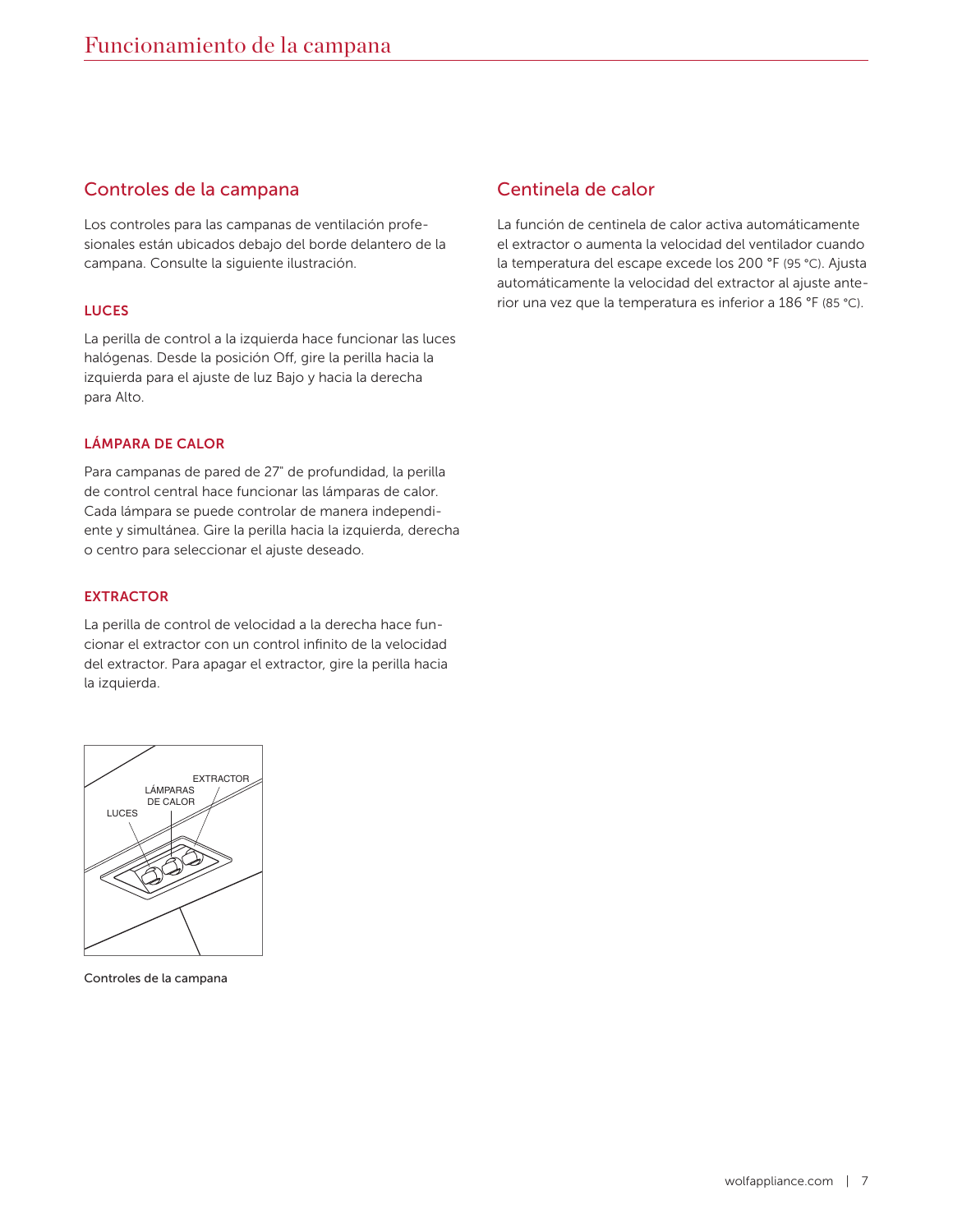# Funcionamiento de la campana

## Controles de la campana

Los controles para las campanas de ventilación profesionales están ubicados debajo del borde delantero de la campana. Consulte la siguiente ilustración.

### LUCES

La perilla de control a la izquierda hace funcionar las luces halógenas. Desde la posición Off, gire la perilla hacia la izquierda para el ajuste de luz Bajo y hacia la derecha para Alto.

### LÁMPARA DE CALOR

Para campanas de pared de 27" de profundidad, la perilla de control central hace funcionar las lámparas de calor. Cada lámpara se puede controlar de manera independiente y simultánea. Gire la perilla hacia la izquierda, derecha o centro para seleccionar el ajuste deseado.

### EXTRACTOR

La perilla de control de velocidad a la derecha hace funcionar el extractor con un control infinito de la velocidad del extractor. Para apagar el extractor, gire la perilla hacia la izquierda.

EXTRACTOR
LÁMPARAS DE CALOR
LUCES

Controles de la campana

## Centinela de calor

La función de centinela de calor activa automáticamente el extractor o aumenta la velocidad del ventilador cuando la temperatura del escape excede los 200 °F (95 °C). Ajusta automáticamente la velocidad del extractor al ajuste anterior una vez que la temperatura es inferior a 186 °F (85 °C).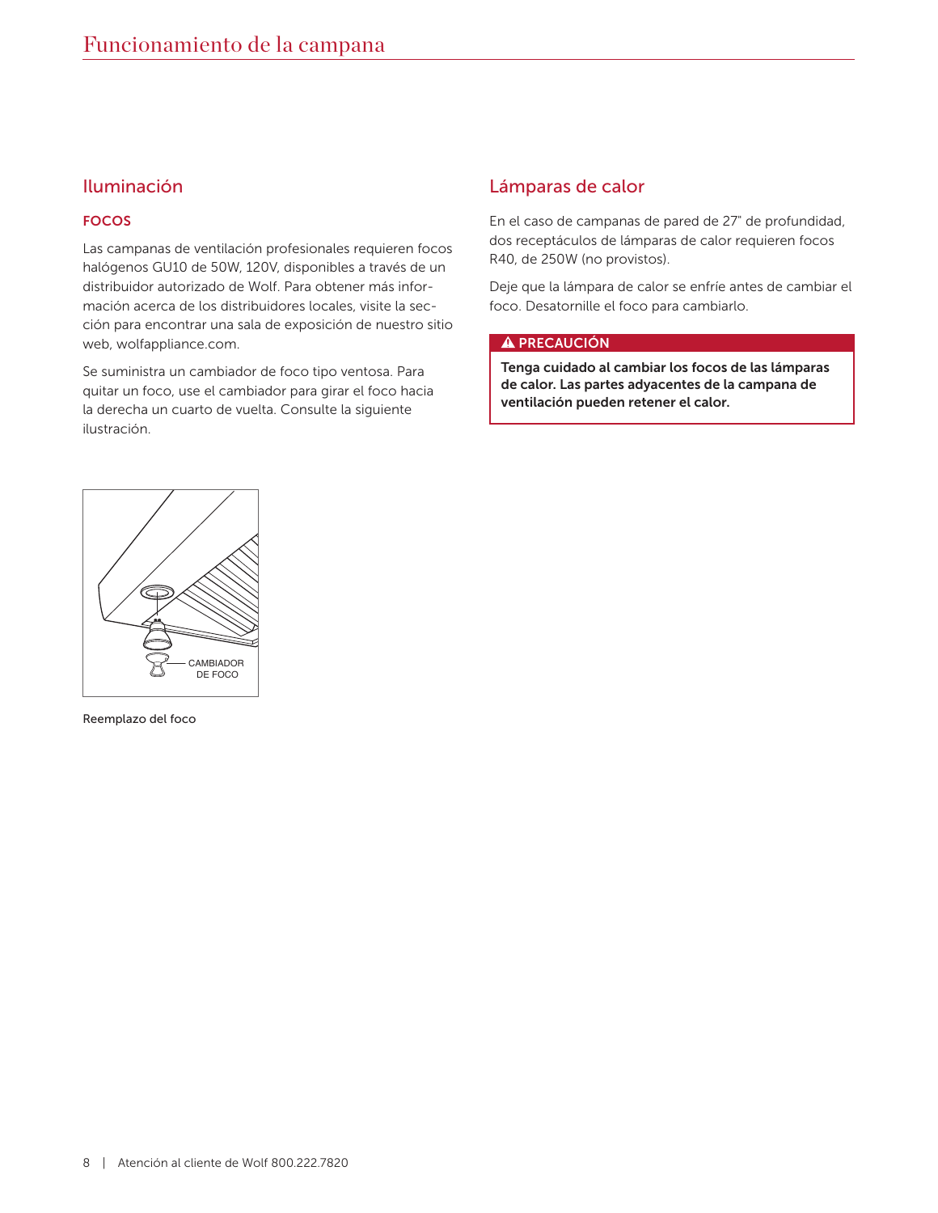# Funcionamiento de la campana

## Iluminación

### FOCOS

Las campanas de ventilación profesionales requieren focos halógenos GU10 de 50W, 120V, disponibles a través de un distribuidor autorizado de Wolf. Para obtener más información acerca de los distribuidores locales, visite la sección para encontrar una sala de exposición de nuestro sitio web, wolfappliance.com.

Se suministra un cambiador de foco tipo ventosa. Para quitar un foco, use el cambiador para girar el foco hacia la derecha un cuarto de vuelta. Consulte la siguiente ilustración.

CAMBIADOR DE FOCO

Reemplazo del foco

## Lámparas de calor

En el caso de campanas de pared de 27" de profundidad, dos receptáculos de lámparas de calor requieren focos R40, de 250W (no provistos).

Deje que la lámpara de calor se enfríe antes de cambiar el foco. Desatornille el foco para cambiarlo.

**⚠ PRECAUCIÓN**

**Tenga cuidado al cambiar los focos de las lámparas de calor. Las partes adyacentes de la campana de ventilación pueden retener el calor.**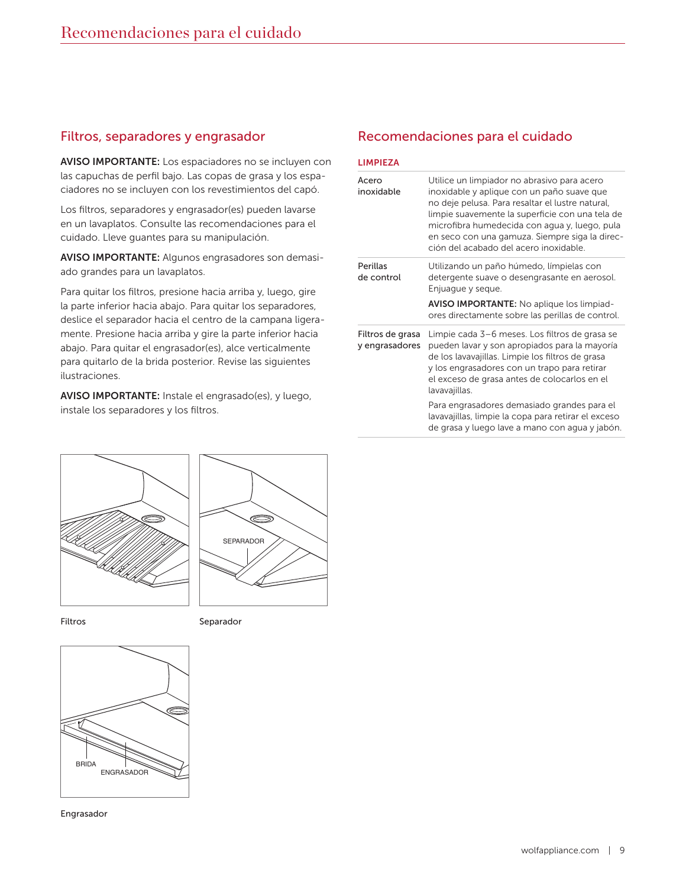# Recomendaciones para el cuidado

## Filtros, separadores y engrasador

**AVISO IMPORTANTE:** Los espaciadores no se incluyen con las capuchas de perfil bajo. Las copas de grasa y los espaciadores no se incluyen con los revestimientos del capó.

Los filtros, separadores y engrasador(es) pueden lavarse en un lavaplatos. Consulte las recomendaciones para el cuidado. Lleve guantes para su manipulación.

**AVISO IMPORTANTE:** Algunos engrasadores son demasiado grandes para un lavaplatos.

Para quitar los filtros, presione hacia arriba y, luego, gire la parte inferior hacia abajo. Para quitar los separadores, deslice el separador hacia el centro de la campana ligeramente. Presione hacia arriba y gire la parte inferior hacia abajo. Para quitar el engrasador(es), alce verticalmente para quitarlo de la brida posterior. Revise las siguientes ilustraciones.

**AVISO IMPORTANTE:** Instale el engrasado(es), y luego, instale los separadores y los filtros.

Filtros

SEPARADOR

Separador

BRIDA

ENGRASADOR

Engrasador

## Recomendaciones para el cuidado

| LIMPIEZA | |
|---|---|
| Acero inoxidable | Utilice un limpiador no abrasivo para acero inoxidable y aplique con un paño suave que no deje pelusa. Para resaltar el lustre natural, limpie suavemente la superficie con una tela de microfibra humedecida con agua y, luego, pula en seco con una gamuza. Siempre siga la dirección del acabado del acero inoxidable. |
| Perillas de control | Utilizando un paño húmedo, límpielas con detergente suave o desengrasante en aerosol. Enjuague y seque. **AVISO IMPORTANTE:** No aplique los limpiadores directamente sobre las perillas de control. |
| Filtros de grasa y engrasadores | Limpie cada 3–6 meses. Los filtros de grasa se pueden lavar y son apropiados para la mayoría de los lavavajillas. Limpie los filtros de grasa y los engrasadores con un trapo para retirar el exceso de grasa antes de colocarlos en el lavavajillas. Para engrasadores demasiado grandes para el lavavajillas, limpie la copa para retirar el exceso de grasa y luego lave a mano con agua y jabón. |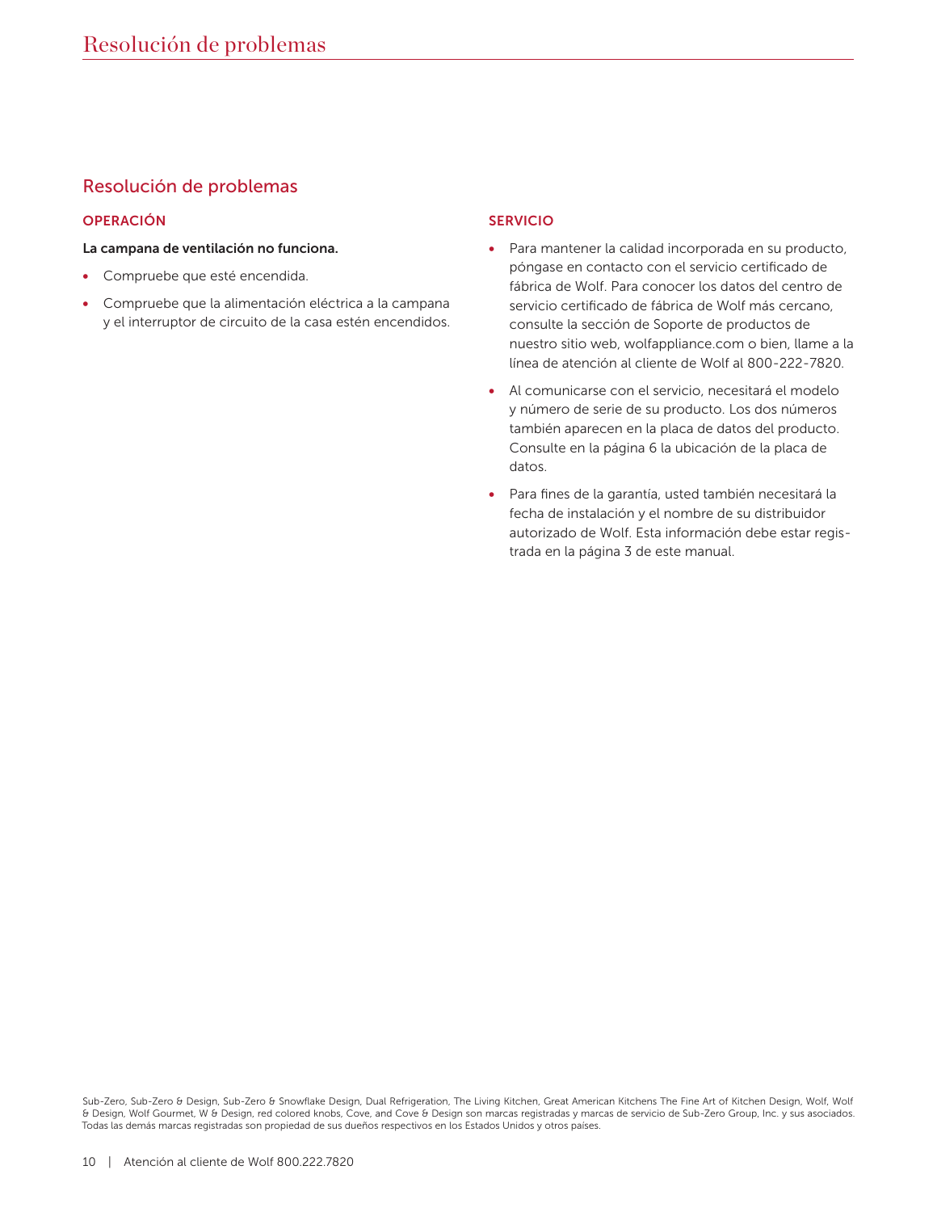# Resolución de problemas

## Resolución de problemas

### OPERACIÓN

**La campana de ventilación no funciona.**

- Compruebe que esté encendida.
- Compruebe que la alimentación eléctrica a la campana y el interruptor de circuito de la casa estén encendidos.

### SERVICIO

- Para mantener la calidad incorporada en su producto, póngase en contacto con el servicio certificado de fábrica de Wolf. Para conocer los datos del centro de servicio certificado de fábrica de Wolf más cercano, consulte la sección de Soporte de productos de nuestro sitio web, wolfappliance.com o bien, llame a la línea de atención al cliente de Wolf al 800-222-7820.
- Al comunicarse con el servicio, necesitará el modelo y número de serie de su producto. Los dos números también aparecen en la placa de datos del producto. Consulte en la página 6 la ubicación de la placa de datos.
- Para fines de la garantía, usted también necesitará la fecha de instalación y el nombre de su distribuidor autorizado de Wolf. Esta información debe estar registrada en la página 3 de este manual.

Sub-Zero, Sub-Zero & Design, Sub-Zero & Snowflake Design, Dual Refrigeration, The Living Kitchen, Great American Kitchens The Fine Art of Kitchen Design, Wolf, Wolf & Design, Wolf Gourmet, W & Design, red colored knobs, Cove, and Cove & Design son marcas registradas y marcas de servicio de Sub-Zero Group, Inc. y sus asociados. Todas las demás marcas registradas son propiedad de sus dueños respectivos en los Estados Unidos y otros países.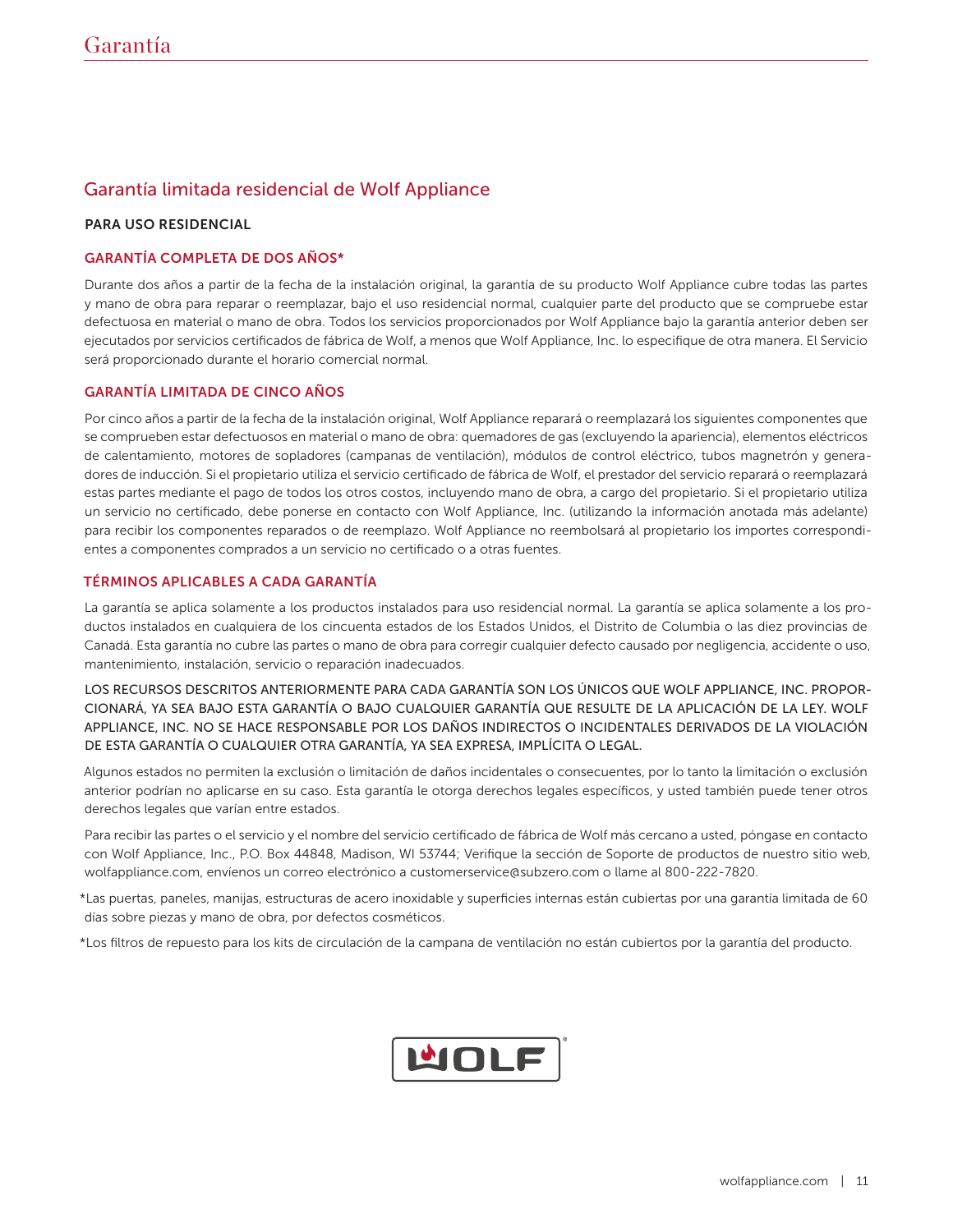# Garantía

## Garantía limitada residencial de Wolf Appliance

**PARA USO RESIDENCIAL**

### GARANTÍA COMPLETA DE DOS AÑOS*

Durante dos años a partir de la fecha de la instalación original, la garantía de su producto Wolf Appliance cubre todas las partes y mano de obra para reparar o reemplazar, bajo el uso residencial normal, cualquier parte del producto que se compruebe estar defectuosa en material o mano de obra. Todos los servicios proporcionados por Wolf Appliance bajo la garantía anterior deben ser ejecutados por servicios certificados de fábrica de Wolf, a menos que Wolf Appliance, Inc. lo especifique de otra manera. El Servicio será proporcionado durante el horario comercial normal.

### GARANTÍA LIMITADA DE CINCO AÑOS

Por cinco años a partir de la fecha de la instalación original, Wolf Appliance reparará o reemplazará los siguientes componentes que se comprueben estar defectuosos en material o mano de obra: quemadores de gas (excluyendo la apariencia), elementos eléctricos de calentamiento, motores de sopladores (campanas de ventilación), módulos de control eléctrico, tubos magnetrón y generadores de inducción. Si el propietario utiliza el servicio certificado de fábrica de Wolf, el prestador del servicio reparará o reemplazará estas partes mediante el pago de todos los otros costos, incluyendo mano de obra, a cargo del propietario. Si el propietario utiliza un servicio no certificado, debe ponerse en contacto con Wolf Appliance, Inc. (utilizando la información anotada más adelante) para recibir los componentes reparados o de reemplazo. Wolf Appliance no reembolsará al propietario los importes correspondientes a componentes comprados a un servicio no certificado o a otras fuentes.

### TÉRMINOS APLICABLES A CADA GARANTÍA

La garantía se aplica solamente a los productos instalados para uso residencial normal. La garantía se aplica solamente a los productos instalados en cualquiera de los cincuenta estados de los Estados Unidos, el Distrito de Columbia o las diez provincias de Canadá. Esta garantía no cubre las partes o mano de obra para corregir cualquier defecto causado por negligencia, accidente o uso, mantenimiento, instalación, servicio o reparación inadecuados.

LOS RECURSOS DESCRITOS ANTERIORMENTE PARA CADA GARANTÍA SON LOS ÚNICOS QUE WOLF APPLIANCE, INC. PROPORCIONARÁ, YA SEA BAJO ESTA GARANTÍA O BAJO CUALQUIER GARANTÍA QUE RESULTE DE LA APLICACIÓN DE LA LEY. WOLF APPLIANCE, INC. NO SE HACE RESPONSABLE POR LOS DAÑOS INDIRECTOS O INCIDENTALES DERIVADOS DE LA VIOLACIÓN DE ESTA GARANTÍA O CUALQUIER OTRA GARANTÍA, YA SEA EXPRESA, IMPLÍCITA O LEGAL.

Algunos estados no permiten la exclusión o limitación de daños incidentales o consecuentes, por lo tanto la limitación o exclusión anterior podrían no aplicarse en su caso. Esta garantía le otorga derechos legales específicos, y usted también puede tener otros derechos legales que varían entre estados.

Para recibir las partes o el servicio y el nombre del servicio certificado de fábrica de Wolf más cercano a usted, póngase en contacto con Wolf Appliance, Inc., P.O. Box 44848, Madison, WI 53744; Verifique la sección de Soporte de productos de nuestro sitio web, wolfappliance.com, envíenos un correo electrónico a customerservice@subzero.com o llame al 800-222-7820.

*Las puertas, paneles, manijas, estructuras de acero inoxidable y superficies internas están cubiertas por una garantía limitada de 60 días sobre piezas y mano de obra, por defectos cosméticos.

*Los filtros de repuesto para los kits de circulación de la campana de ventilación no están cubiertos por la garantía del producto.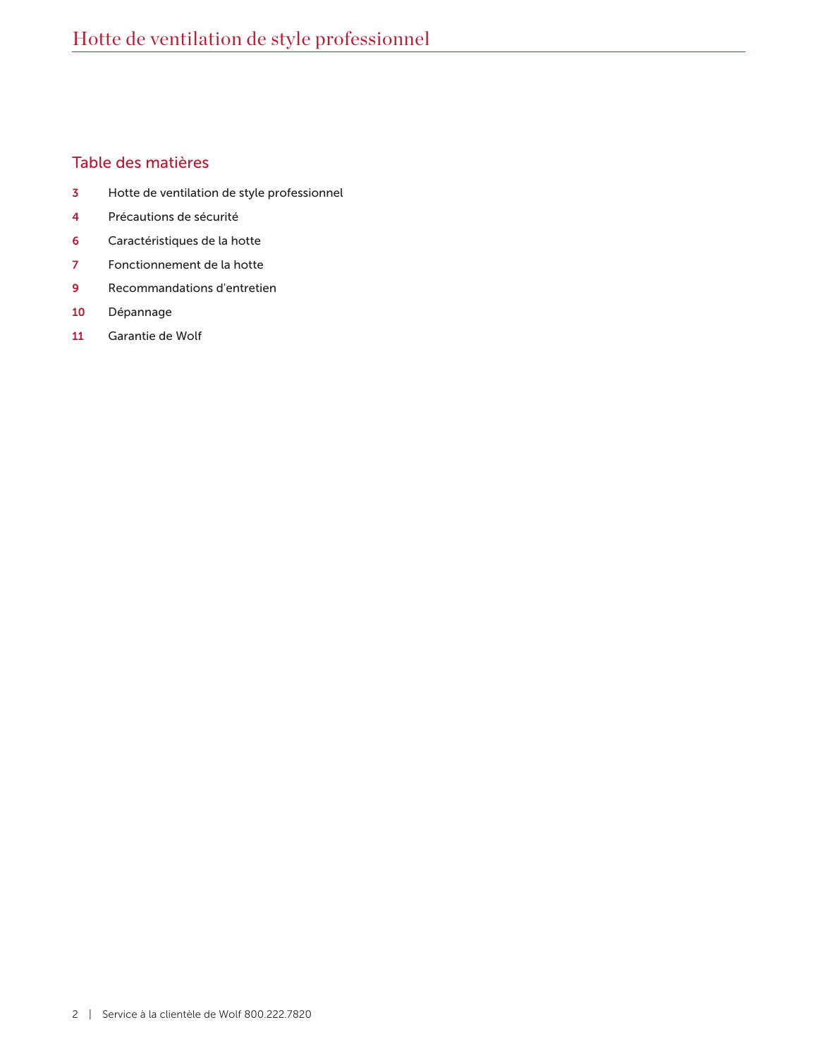## Table des matières

3 Hotte de ventilation de style professionnel

4 Précautions de sécurité

6 Caractéristiques de la hotte

7 Fonctionnement de la hotte

9 Recommandations d'entretien

10 Dépannage

11 Garantie de Wolf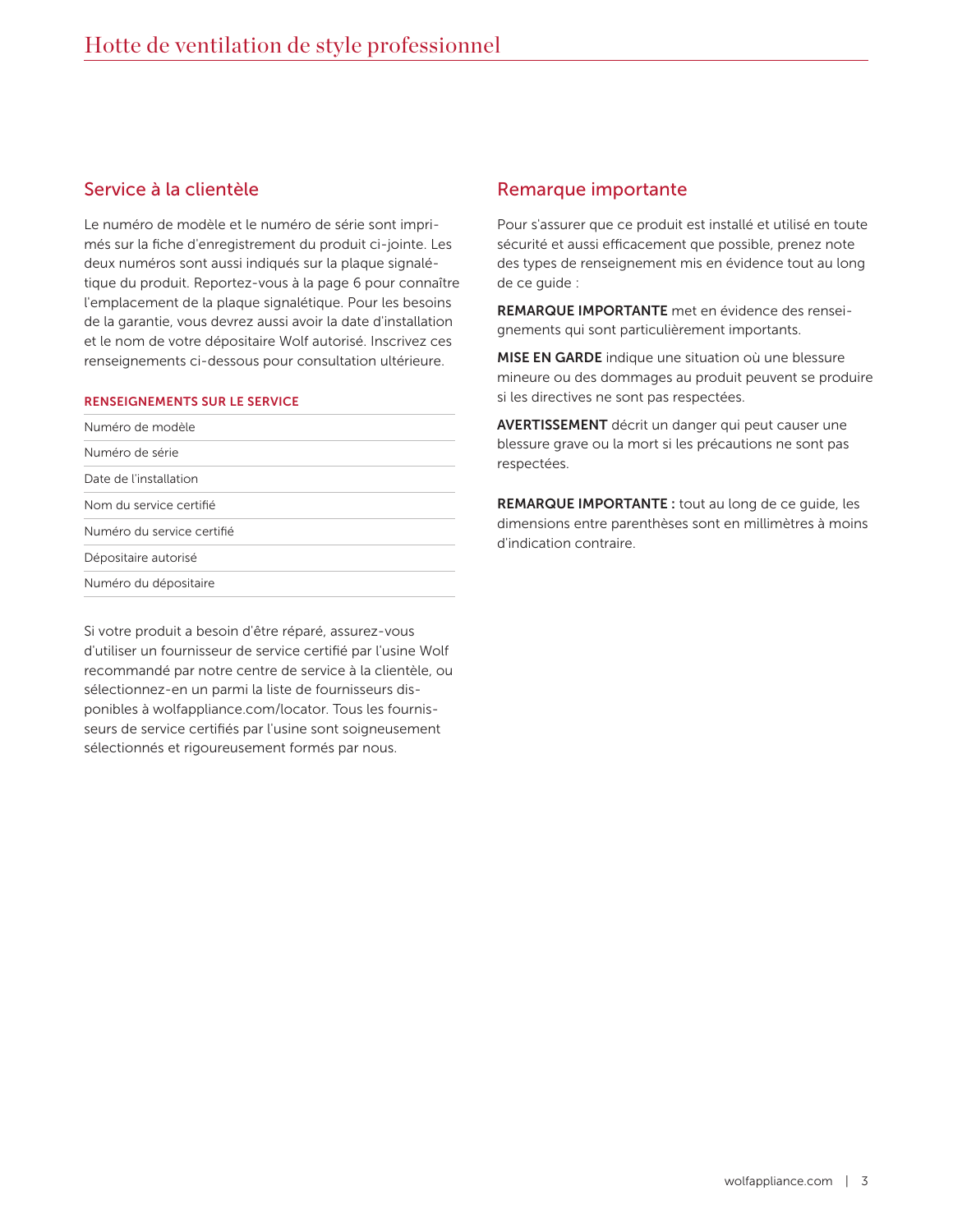## Service à la clientèle

Le numéro de modèle et le numéro de série sont imprimés sur la fiche d'enregistrement du produit ci-jointe. Les deux numéros sont aussi indiqués sur la plaque signalétique du produit. Reportez-vous à la page 6 pour connaître l'emplacement de la plaque signalétique. Pour les besoins de la garantie, vous devrez aussi avoir la date d'installation et le nom de votre dépositaire Wolf autorisé. Inscrivez ces renseignements ci-dessous pour consultation ultérieure.

**RENSEIGNEMENTS SUR LE SERVICE**

| |
|---|
| Numéro de modèle |
| Numéro de série |
| Date de l'installation |
| Nom du service certifié |
| Numéro du service certifié |
| Dépositaire autorisé |
| Numéro du dépositaire |

Si votre produit a besoin d'être réparé, assurez-vous d'utiliser un fournisseur de service certifié par l'usine Wolf recommandé par notre centre de service à la clientèle, ou sélectionnez-en un parmi la liste de fournisseurs disponibles à wolfappliance.com/locator. Tous les fournisseurs de service certifiés par l'usine sont soigneusement sélectionnés et rigoureusement formés par nous.

## Remarque importante

Pour s'assurer que ce produit est installé et utilisé en toute sécurité et aussi efficacement que possible, prenez note des types de renseignement mis en évidence tout au long de ce guide :

**REMARQUE IMPORTANTE** met en évidence des renseignements qui sont particulièrement importants.

**MISE EN GARDE** indique une situation où une blessure mineure ou des dommages au produit peuvent se produire si les directives ne sont pas respectées.

**AVERTISSEMENT** décrit un danger qui peut causer une blessure grave ou la mort si les précautions ne sont pas respectées.

**REMARQUE IMPORTANTE :** tout au long de ce guide, les dimensions entre parenthèses sont en millimètres à moins d'indication contraire.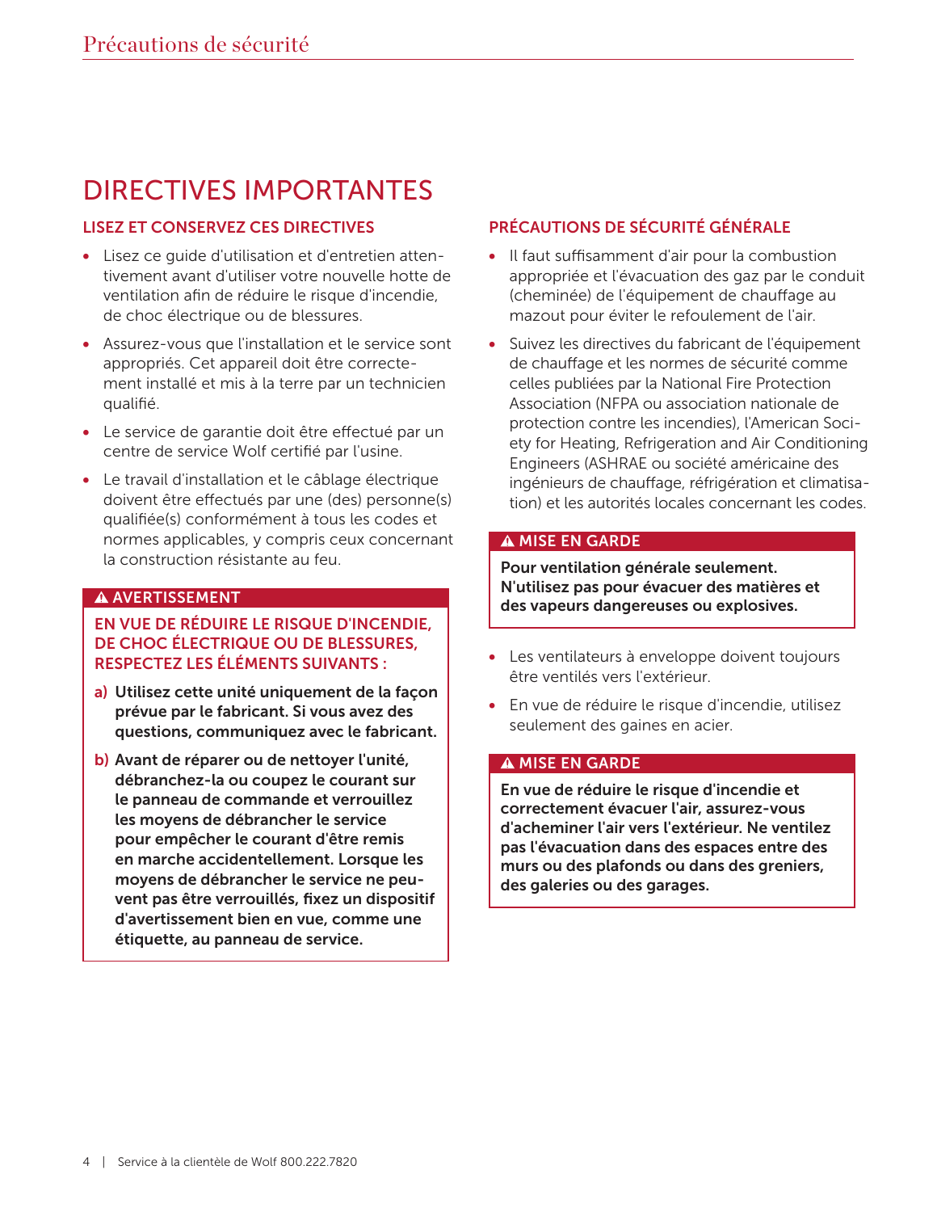# DIRECTIVES IMPORTANTES

## LISEZ ET CONSERVEZ CES DIRECTIVES

- Lisez ce guide d'utilisation et d'entretien attentivement avant d'utiliser votre nouvelle hotte de ventilation afin de réduire le risque d'incendie, de choc électrique ou de blessures.
- Assurez-vous que l'installation et le service sont appropriés. Cet appareil doit être correctement installé et mis à la terre par un technicien qualifié.
- Le service de garantie doit être effectué par un centre de service Wolf certifié par l'usine.
- Le travail d'installation et le câblage électrique doivent être effectués par une (des) personne(s) qualifiée(s) conformément à tous les codes et normes applicables, y compris ceux concernant la construction résistante au feu.

**⚠ AVERTISSEMENT**

**EN VUE DE RÉDUIRE LE RISQUE D'INCENDIE, DE CHOC ÉLECTRIQUE OU DE BLESSURES, RESPECTEZ LES ÉLÉMENTS SUIVANTS :**

**a) Utilisez cette unité uniquement de la façon prévue par le fabricant. Si vous avez des questions, communiquez avec le fabricant.**

**b) Avant de réparer ou de nettoyer l'unité, débranchez-la ou coupez le courant sur le panneau de commande et verrouillez les moyens de débrancher le service pour empêcher le courant d'être remis en marche accidentellement. Lorsque les moyens de débrancher le service ne peuvent pas être verrouillés, fixez un dispositif d'avertissement bien en vue, comme une étiquette, au panneau de service.**

## PRÉCAUTIONS DE SÉCURITÉ GÉNÉRALE

- Il faut suffisamment d'air pour la combustion appropriée et l'évacuation des gaz par le conduit (cheminée) de l'équipement de chauffage au mazout pour éviter le refoulement de l'air.
- Suivez les directives du fabricant de l'équipement de chauffage et les normes de sécurité comme celles publiées par la National Fire Protection Association (NFPA ou association nationale de protection contre les incendies), l'American Society for Heating, Refrigeration and Air Conditioning Engineers (ASHRAE ou société américaine des ingénieurs de chauffage, réfrigération et climatisation) et les autorités locales concernant les codes.

**⚠ MISE EN GARDE**

**Pour ventilation générale seulement. N'utilisez pas pour évacuer des matières et des vapeurs dangereuses ou explosives.**

- Les ventilateurs à enveloppe doivent toujours être ventilés vers l'extérieur.
- En vue de réduire le risque d'incendie, utilisez seulement des gaines en acier.

**⚠ MISE EN GARDE**

**En vue de réduire le risque d'incendie et correctement évacuer l'air, assurez-vous d'acheminer l'air vers l'extérieur. Ne ventilez pas l'évacuation dans des espaces entre des murs ou des plafonds ou dans des greniers, des galeries ou des garages.**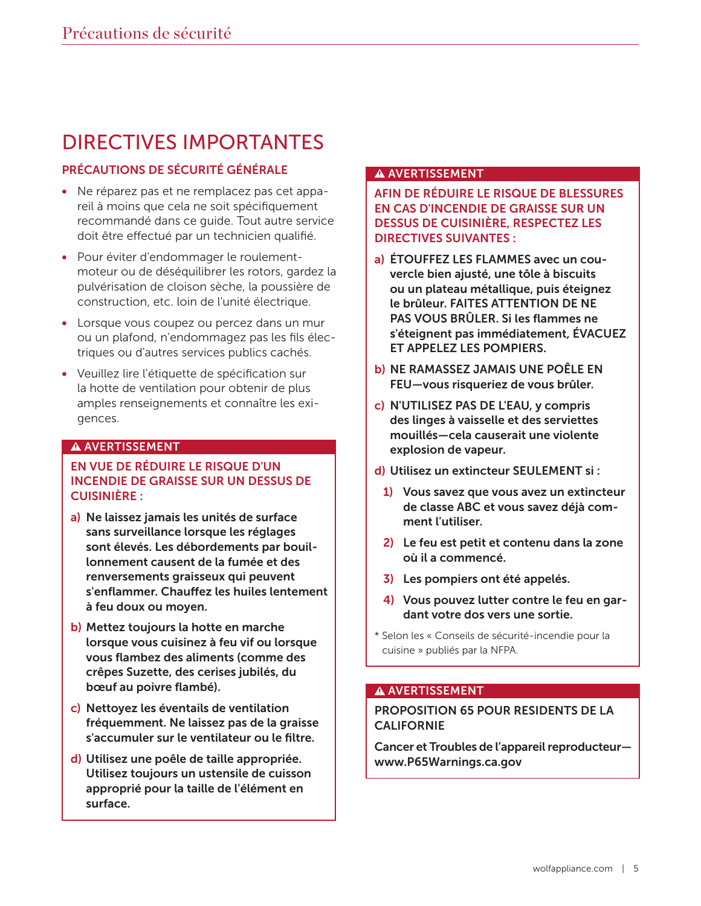# DIRECTIVES IMPORTANTES

## PRÉCAUTIONS DE SÉCURITÉ GÉNÉRALE

- Ne réparez pas et ne remplacez pas cet appareil à moins que cela ne soit spécifiquement recommandé dans ce guide. Tout autre service doit être effectué par un technicien qualifié.
- Pour éviter d'endommager le roulement-moteur ou de déséquilibrer les rotors, gardez la pulvérisation de cloison sèche, la poussière de construction, etc. loin de l'unité électrique.
- Lorsque vous coupez ou percez dans un mur ou un plafond, n'endommagez pas les fils électriques ou d'autres services publics cachés.
- Veuillez lire l'étiquette de spécification sur la hotte de ventilation pour obtenir de plus amples renseignements et connaître les exigences.

### ⚠ AVERTISSEMENT

**EN VUE DE RÉDUIRE LE RISQUE D'UN INCENDIE DE GRAISSE SUR UN DESSUS DE CUISINIÈRE :**

**a)** **Ne laissez jamais les unités de surface sans surveillance lorsque les réglages sont élevés. Les débordements par bouillonnement causent de la fumée et des renversements graisseux qui peuvent s'enflammer. Chauffez les huiles lentement à feu doux ou moyen.**

**b)** **Mettez toujours la hotte en marche lorsque vous cuisinez à feu vif ou lorsque vous flambez des aliments (comme des crêpes Suzette, des cerises jubilés, du bœuf au poivre flambé).**

**c)** **Nettoyez les éventails de ventilation fréquemment. Ne laissez pas de la graisse s'accumuler sur le ventilateur ou le filtre.**

**d)** **Utilisez une poêle de taille appropriée. Utilisez toujours un ustensile de cuisson approprié pour la taille de l'élément en surface.**

### ⚠ AVERTISSEMENT

**AFIN DE RÉDUIRE LE RISQUE DE BLESSURES EN CAS D'INCENDIE DE GRAISSE SUR UN DESSUS DE CUISINIÈRE, RESPECTEZ LES DIRECTIVES SUIVANTES :**

**a)** **ÉTOUFFEZ LES FLAMMES avec un couvercle bien ajusté, une tôle à biscuits ou un plateau métallique, puis éteignez le brûleur. FAITES ATTENTION DE NE PAS VOUS BRÛLER. Si les flammes ne s'éteignent pas immédiatement, ÉVACUEZ ET APPELEZ LES POMPIERS.**

**b)** **NE RAMASSEZ JAMAIS UNE POÊLE EN FEU—vous risqueriez de vous brûler.**

**c)** **N'UTILISEZ PAS DE L'EAU, y compris des linges à vaisselle et des serviettes mouillés—cela causerait une violente explosion de vapeur.**

**d)** **Utilisez un extincteur SEULEMENT si :**

1. **Vous savez que vous avez un extincteur de classe ABC et vous savez déjà comment l'utiliser.**
2. **Le feu est petit et contenu dans la zone où il a commencé.**
3. **Les pompiers ont été appelés.**
4. **Vous pouvez lutter contre le feu en gardant votre dos vers une sortie.**

\* Selon les « Conseils de sécurité-incendie pour la cuisine » publiés par la NFPA.

### ⚠ AVERTISSEMENT

**PROPOSITION 65 POUR RESIDENTS DE LA CALIFORNIE**

**Cancer et Troubles de l'appareil reproducteur—www.P65Warnings.ca.gov**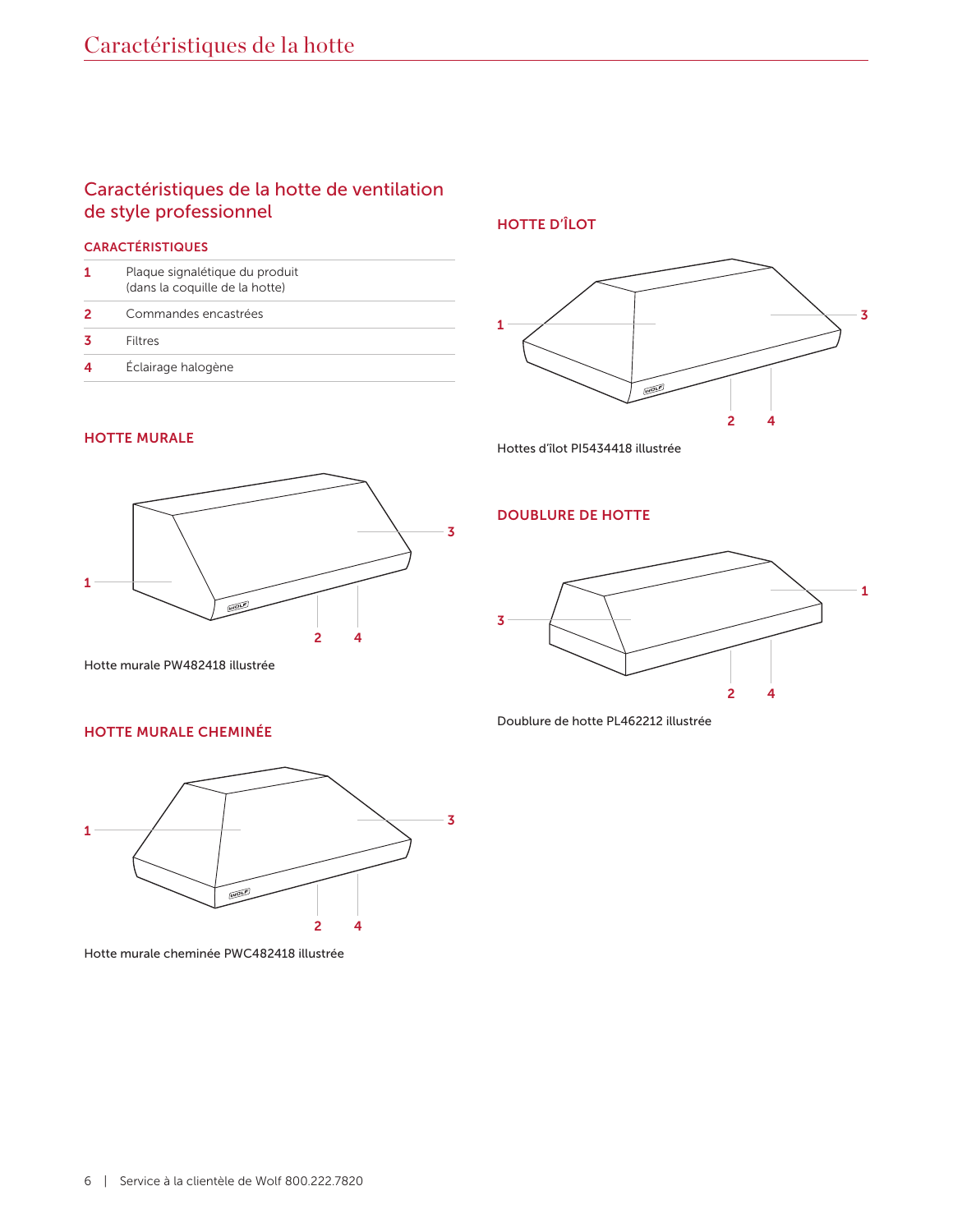# Caractéristiques de la hotte

## Caractéristiques de la hotte de ventilation de style professionnel

### CARACTÉRISTIQUES

| | |
|---|---|
| 1 | Plaque signalétique du produit (dans la coquille de la hotte) |
| 2 | Commandes encastrées |
| 3 | Filtres |
| 4 | Éclairage halogène |

### HOTTE MURALE

1 3 2 4

Hotte murale PW482418 illustrée

### HOTTE MURALE CHEMINÉE

1 3 2 4

Hotte murale cheminée PWC482418 illustrée

### HOTTE D'ÎLOT

1 3 2 4

Hottes d'îlot PI5434418 illustrée

### DOUBLURE DE HOTTE

3 1 2 4

Doublure de hotte PL462212 illustrée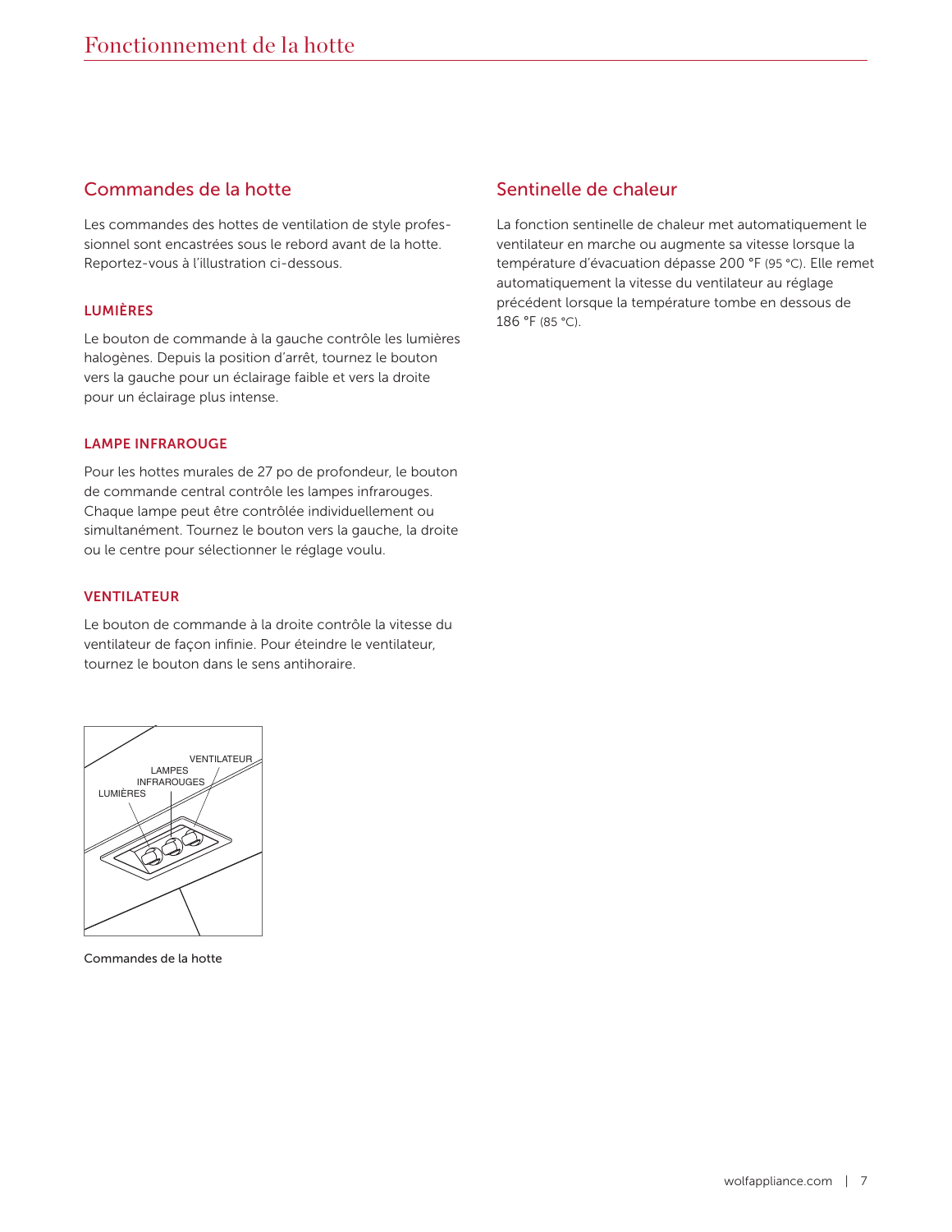# Fonctionnement de la hotte

## Commandes de la hotte

Les commandes des hottes de ventilation de style professionnel sont encastrées sous le rebord avant de la hotte. Reportez-vous à l'illustration ci-dessous.

### LUMIÈRES

Le bouton de commande à la gauche contrôle les lumières halogènes. Depuis la position d'arrêt, tournez le bouton vers la gauche pour un éclairage faible et vers la droite pour un éclairage plus intense.

### LAMPE INFRAROUGE

Pour les hottes murales de 27 po de profondeur, le bouton de commande central contrôle les lampes infrarouges. Chaque lampe peut être contrôlée individuellement ou simultanément. Tournez le bouton vers la gauche, la droite ou le centre pour sélectionner le réglage voulu.

### VENTILATEUR

Le bouton de commande à la droite contrôle la vitesse du ventilateur de façon infinie. Pour éteindre le ventilateur, tournez le bouton dans le sens antihoraire.

Commandes de la hotte

## Sentinelle de chaleur

La fonction sentinelle de chaleur met automatiquement le ventilateur en marche ou augmente sa vitesse lorsque la température d'évacuation dépasse 200 °F (95 °C). Elle remet automatiquement la vitesse du ventilateur au réglage précédent lorsque la température tombe en dessous de 186 °F (85 °C).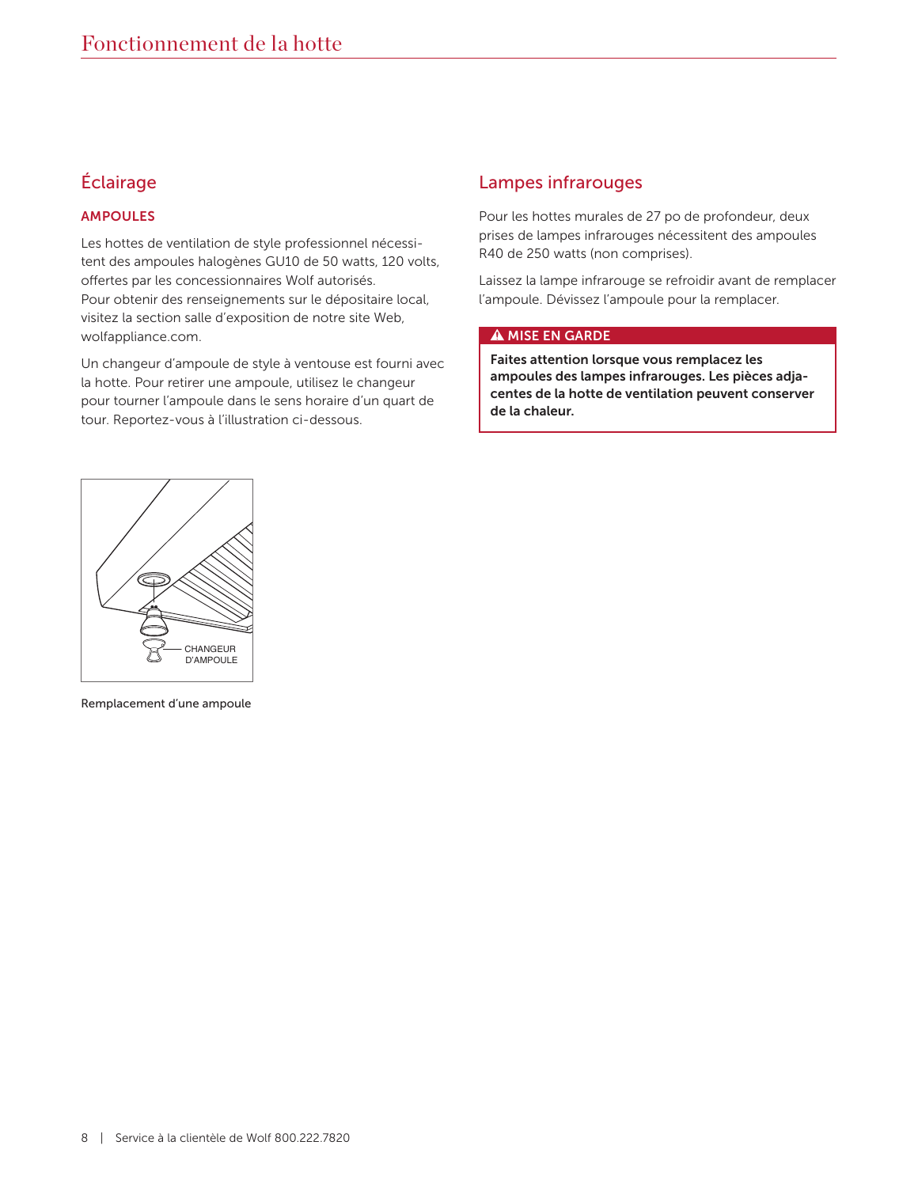# Fonctionnement de la hotte

## Éclairage

### AMPOULES

Les hottes de ventilation de style professionnel nécessitent des ampoules halogènes GU10 de 50 watts, 120 volts, offertes par les concessionnaires Wolf autorisés. Pour obtenir des renseignements sur le dépositaire local, visitez la section salle d'exposition de notre site Web, wolfappliance.com.

Un changeur d'ampoule de style à ventouse est fourni avec la hotte. Pour retirer une ampoule, utilisez le changeur pour tourner l'ampoule dans le sens horaire d'un quart de tour. Reportez-vous à l'illustration ci-dessous.

CHANGEUR D'AMPOULE

Remplacement d'une ampoule

## Lampes infrarouges

Pour les hottes murales de 27 po de profondeur, deux prises de lampes infrarouges nécessitent des ampoules R40 de 250 watts (non comprises).

Laissez la lampe infrarouge se refroidir avant de remplacer l'ampoule. Dévissez l'ampoule pour la remplacer.

**⚠ MISE EN GARDE**

**Faites attention lorsque vous remplacez les ampoules des lampes infrarouges. Les pièces adjacentes de la hotte de ventilation peuvent conserver de la chaleur.**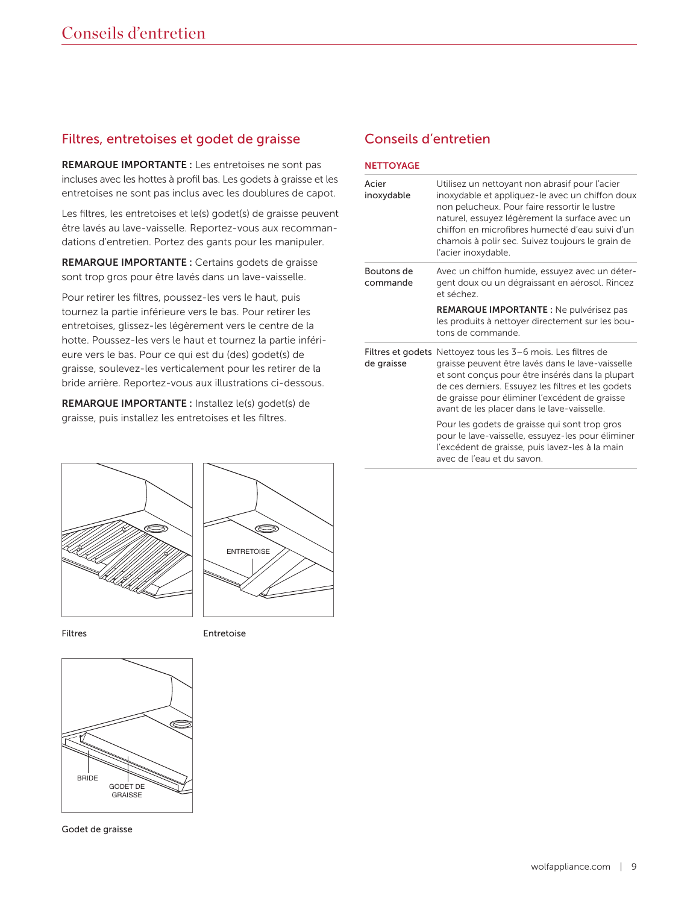# Conseils d'entretien

## Filtres, entretoises et godet de graisse

**REMARQUE IMPORTANTE :** Les entretoises ne sont pas incluses avec les hottes à profil bas. Les godets à graisse et les entretoises ne sont pas inclus avec les doublures de capot.

Les filtres, les entretoises et le(s) godet(s) de graisse peuvent être lavés au lave-vaisselle. Reportez-vous aux recommandations d'entretien. Portez des gants pour les manipuler.

**REMARQUE IMPORTANTE :** Certains godets de graisse sont trop gros pour être lavés dans un lave-vaisselle.

Pour retirer les filtres, poussez-les vers le haut, puis tournez la partie inférieure vers le bas. Pour retirer les entretoises, glissez-les légèrement vers le centre de la hotte. Poussez-les vers le haut et tournez la partie inférieure vers le bas. Pour ce qui est du (des) godet(s) de graisse, soulevez-les verticalement pour les retirer de la bride arrière. Reportez-vous aux illustrations ci-dessous.

**REMARQUE IMPORTANTE :** Installez le(s) godet(s) de graisse, puis installez les entretoises et les filtres.

Filtres

ENTRETOISE

Entretoise

BRIDE

GODET DE GRAISSE

Godet de graisse

## Conseils d'entretien

**NETTOYAGE**

| | |
|---|---|
| Acier inoxydable | Utilisez un nettoyant non abrasif pour l'acier inoxydable et appliquez-le avec un chiffon doux non pelucheux. Pour faire ressortir le lustre naturel, essuyez légèrement la surface avec un chiffon en microfibres humecté d'eau suivi d'un chamois à polir sec. Suivez toujours le grain de l'acier inoxydable. |
| Boutons de commande | Avec un chiffon humide, essuyez avec un détergent doux ou un dégraissant en aérosol. Rincez et séchez.<br><br>**REMARQUE IMPORTANTE :** Ne pulvérisez pas les produits à nettoyer directement sur les boutons de commande. |
| Filtres et godets de graisse | Nettoyez tous les 3–6 mois. Les filtres de graisse peuvent être lavés dans le lave-vaisselle et sont conçus pour être insérés dans la plupart de ces derniers. Essuyez les filtres et les godets de graisse pour éliminer l'excédent de graisse avant de les placer dans le lave-vaisselle.<br><br>Pour les godets de graisse qui sont trop gros pour le lave-vaisselle, essuyez-les pour éliminer l'excédent de graisse, puis lavez-les à la main avec de l'eau et du savon. |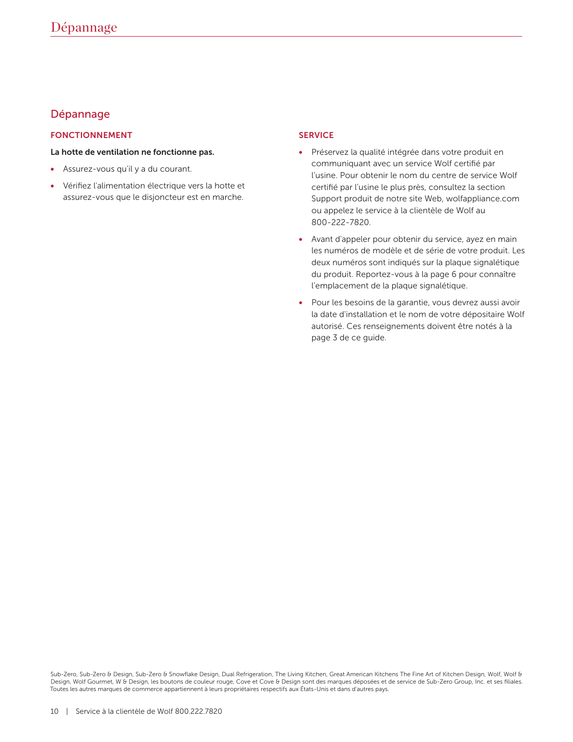## Dépannage

### FONCTIONNEMENT

**La hotte de ventilation ne fonctionne pas.**

- Assurez-vous qu'il y a du courant.
- Vérifiez l'alimentation électrique vers la hotte et assurez-vous que le disjoncteur est en marche.

### SERVICE

- Préservez la qualité intégrée dans votre produit en communiquant avec un service Wolf certifié par l'usine. Pour obtenir le nom du centre de service Wolf certifié par l'usine le plus près, consultez la section Support produit de notre site Web, wolfappliance.com ou appelez le service à la clientèle de Wolf au 800-222-7820.
- Avant d'appeler pour obtenir du service, ayez en main les numéros de modèle et de série de votre produit. Les deux numéros sont indiqués sur la plaque signalétique du produit. Reportez-vous à la page 6 pour connaître l'emplacement de la plaque signalétique.
- Pour les besoins de la garantie, vous devrez aussi avoir la date d'installation et le nom de votre dépositaire Wolf autorisé. Ces renseignements doivent être notés à la page 3 de ce guide.

Sub-Zero, Sub-Zero & Design, Sub-Zero & Snowflake Design, Dual Refrigeration, The Living Kitchen, Great American Kitchens The Fine Art of Kitchen Design, Wolf, Wolf & Design, Wolf Gourmet, W & Design, les boutons de couleur rouge, Cove et Cove & Design sont des marques déposées et de service de Sub-Zero Group, Inc. et ses filiales. Toutes les autres marques de commerce appartiennent à leurs propriétaires respectifs aux États-Unis et dans d'autres pays.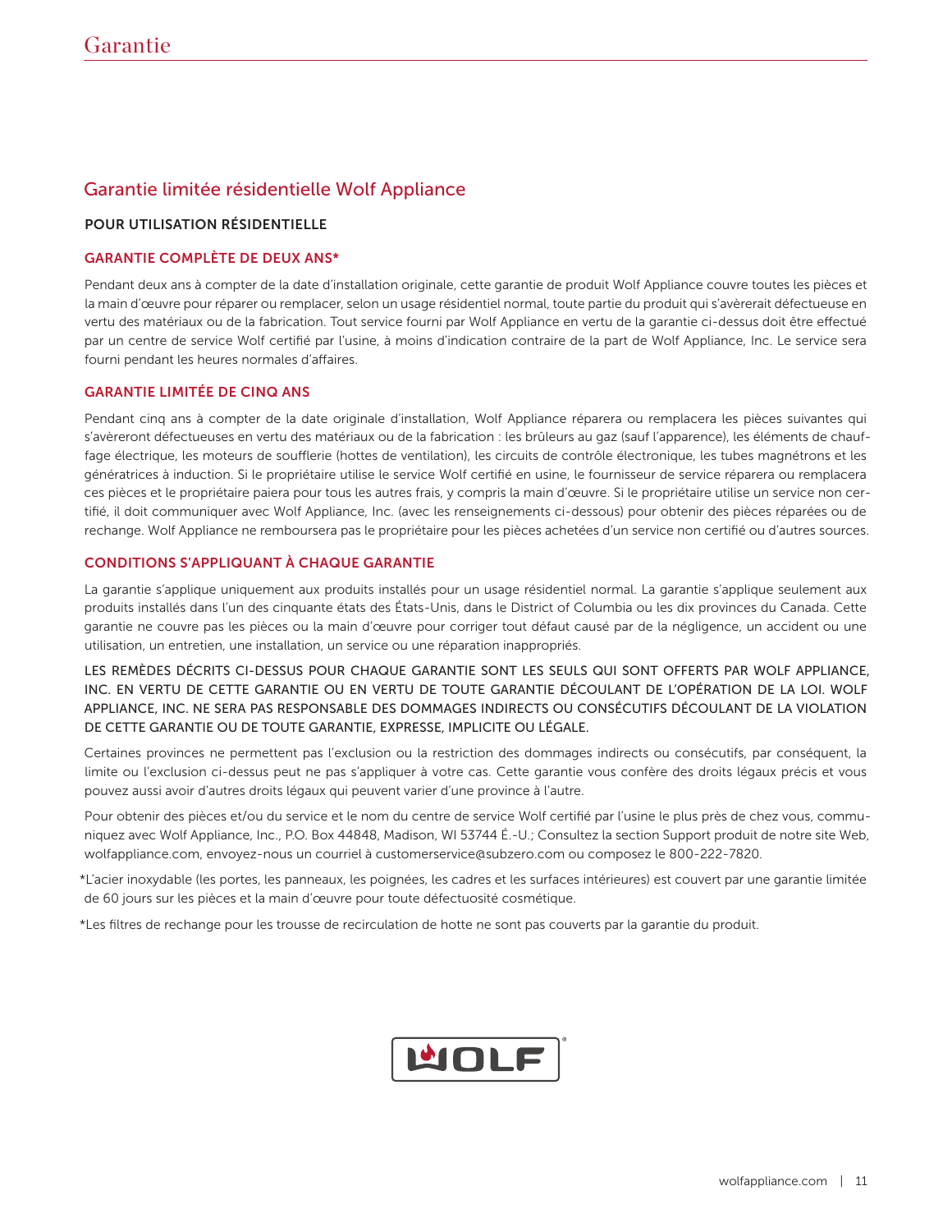# Garantie

## Garantie limitée résidentielle Wolf Appliance

**POUR UTILISATION RÉSIDENTIELLE**

### GARANTIE COMPLÈTE DE DEUX ANS*

Pendant deux ans à compter de la date d'installation originale, cette garantie de produit Wolf Appliance couvre toutes les pièces et la main d'œuvre pour réparer ou remplacer, selon un usage résidentiel normal, toute partie du produit qui s'avèrerait défectueuse en vertu des matériaux ou de la fabrication. Tout service fourni par Wolf Appliance en vertu de la garantie ci-dessus doit être effectué par un centre de service Wolf certifié par l'usine, à moins d'indication contraire de la part de Wolf Appliance, Inc. Le service sera fourni pendant les heures normales d'affaires.

### GARANTIE LIMITÉE DE CINQ ANS

Pendant cinq ans à compter de la date originale d'installation, Wolf Appliance réparera ou remplacera les pièces suivantes qui s'avèreront défectueuses en vertu des matériaux ou de la fabrication : les brûleurs au gaz (sauf l'apparence), les éléments de chauffage électrique, les moteurs de soufflerie (hottes de ventilation), les circuits de contrôle électronique, les tubes magnétrons et les génératrices à induction. Si le propriétaire utilise le service Wolf certifié en usine, le fournisseur de service réparera ou remplacera ces pièces et le propriétaire paiera pour tous les autres frais, y compris la main d'œuvre. Si le propriétaire utilise un service non certifié, il doit communiquer avec Wolf Appliance, Inc. (avec les renseignements ci-dessous) pour obtenir des pièces réparées ou de rechange. Wolf Appliance ne remboursera pas le propriétaire pour les pièces achetées d'un service non certifié ou d'autres sources.

### CONDITIONS S'APPLIQUANT À CHAQUE GARANTIE

La garantie s'applique uniquement aux produits installés pour un usage résidentiel normal. La garantie s'applique seulement aux produits installés dans l'un des cinquante états des États-Unis, dans le District of Columbia ou les dix provinces du Canada. Cette garantie ne couvre pas les pièces ou la main d'œuvre pour corriger tout défaut causé par de la négligence, un accident ou une utilisation, un entretien, une installation, un service ou une réparation inappropriés.

LES REMÈDES DÉCRITS CI-DESSUS POUR CHAQUE GARANTIE SONT LES SEULS QUI SONT OFFERTS PAR WOLF APPLIANCE, INC. EN VERTU DE CETTE GARANTIE OU EN VERTU DE TOUTE GARANTIE DÉCOULANT DE L'OPÉRATION DE LA LOI. WOLF APPLIANCE, INC. NE SERA PAS RESPONSABLE DES DOMMAGES INDIRECTS OU CONSÉCUTIFS DÉCOULANT DE LA VIOLATION DE CETTE GARANTIE OU DE TOUTE GARANTIE, EXPRESSE, IMPLICITE OU LÉGALE.

Certaines provinces ne permettent pas l'exclusion ou la restriction des dommages indirects ou consécutifs, par conséquent, la limite ou l'exclusion ci-dessus peut ne pas s'appliquer à votre cas. Cette garantie vous confère des droits légaux précis et vous pouvez aussi avoir d'autres droits légaux qui peuvent varier d'une province à l'autre.

Pour obtenir des pièces et/ou du service et le nom du centre de service Wolf certifié par l'usine le plus près de chez vous, communiquez avec Wolf Appliance, Inc., P.O. Box 44848, Madison, WI 53744 É.-U.; Consultez la section Support produit de notre site Web, wolfappliance.com, envoyez-nous un courriel à customerservice@subzero.com ou composez le 800-222-7820.

*L'acier inoxydable (les portes, les panneaux, les poignées, les cadres et les surfaces intérieures) est couvert par une garantie limitée de 60 jours sur les pièces et la main d'œuvre pour toute défectuosité cosmétique.

*Les filtres de rechange pour les trousse de recirculation de hotte ne sont pas couverts par la garantie du produit.

WOLF®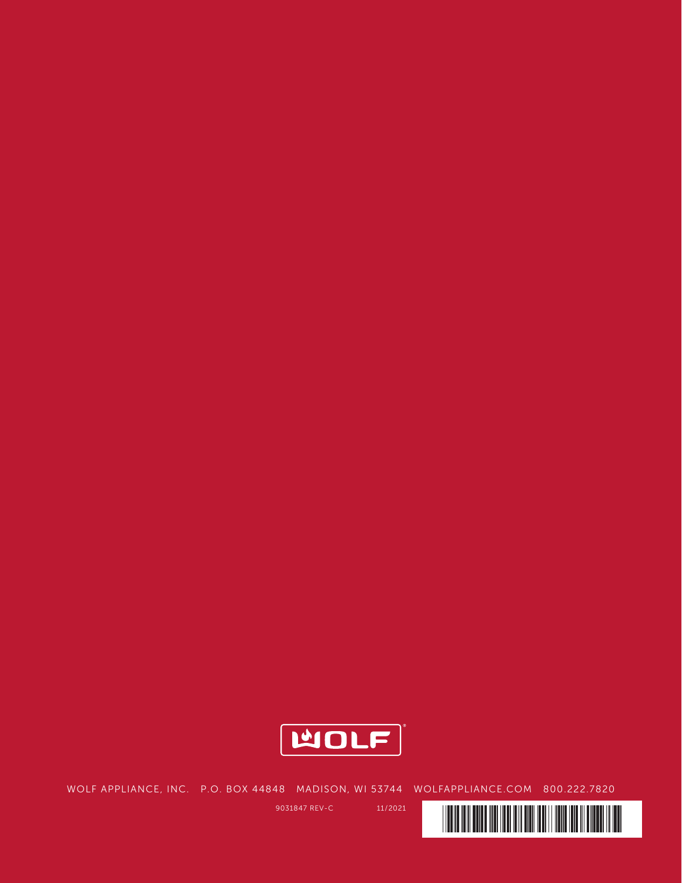WOLF®

WOLF APPLIANCE, INC. P.O. BOX 44848 MADISON, WI 53744 WOLFAPPLIANCE.COM 800.222.7820

9031847 REV-C 11/2021